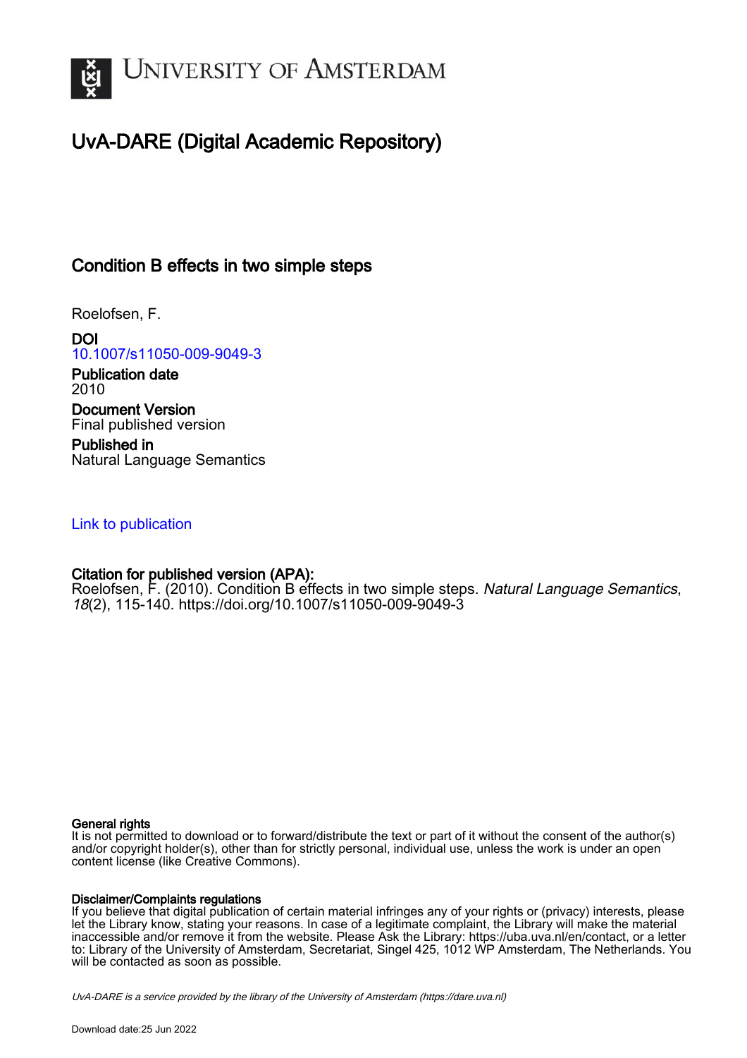UNIVERSITY OF AMSTERDAM

# UvA-DARE (Digital Academic Repository)

## Condition B effects in two simple steps

Roelofsen, F.

**DOI**
10.1007/s11050-009-9049-3

**Publication date**
2010

**Document Version**
Final published version

**Published in**
Natural Language Semantics

Link to publication

**Citation for published version (APA):**
Roelofsen, F. (2010). Condition B effects in two simple steps. *Natural Language Semantics*, *18*(2), 115-140. https://doi.org/10.1007/s11050-009-9049-3

**General rights**
It is not permitted to download or to forward/distribute the text or part of it without the consent of the author(s) and/or copyright holder(s), other than for strictly personal, individual use, unless the work is under an open content license (like Creative Commons).

**Disclaimer/Complaints regulations**
If you believe that digital publication of certain material infringes any of your rights or (privacy) interests, please let the Library know, stating your reasons. In case of a legitimate complaint, the Library will make the material inaccessible and/or remove it from the website. Please Ask the Library: https://uba.uva.nl/en/contact, or a letter to: Library of the University of Amsterdam, Secretariat, Singel 425, 1012 WP Amsterdam, The Netherlands. You will be contacted as soon as possible.

*UvA-DARE is a service provided by the library of the University of Amsterdam (https://dare.uva.nl)*

Download date:25 Jun 2022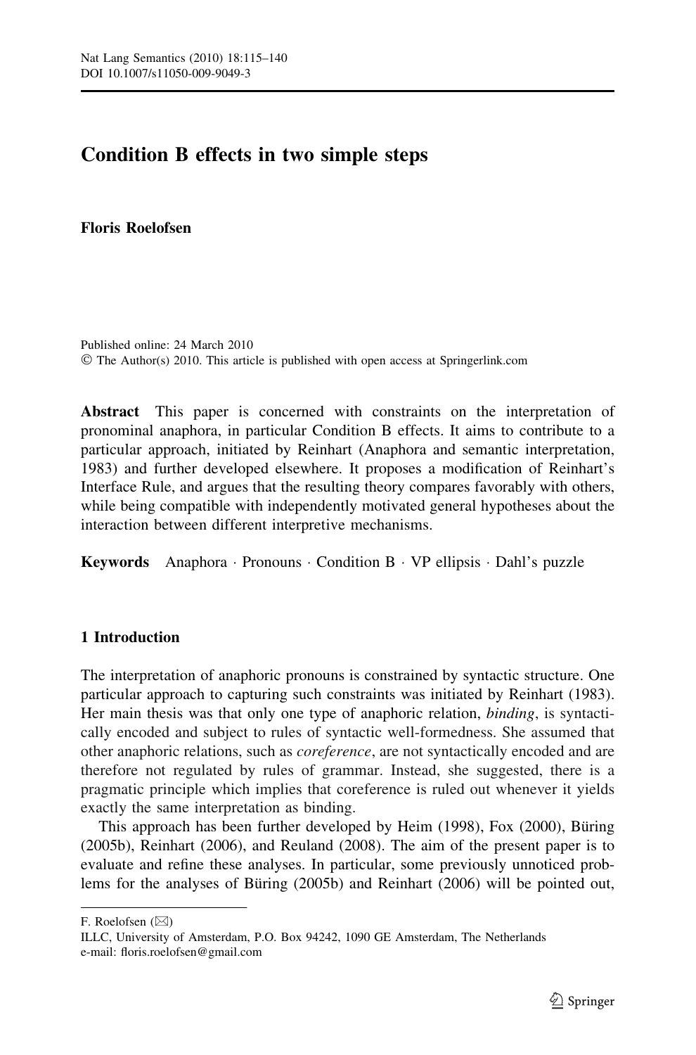# Condition B effects in two simple steps

**Floris Roelofsen**

Published online: 24 March 2010
© The Author(s) 2010. This article is published with open access at Springerlink.com

**Abstract** This paper is concerned with constraints on the interpretation of pronominal anaphora, in particular Condition B effects. It aims to contribute to a particular approach, initiated by Reinhart (Anaphora and semantic interpretation, 1983) and further developed elsewhere. It proposes a modification of Reinhart's Interface Rule, and argues that the resulting theory compares favorably with others, while being compatible with independently motivated general hypotheses about the interaction between different interpretive mechanisms.

**Keywords** Anaphora · Pronouns · Condition B · VP ellipsis · Dahl's puzzle

## 1 Introduction

The interpretation of anaphoric pronouns is constrained by syntactic structure. One particular approach to capturing such constraints was initiated by Reinhart (1983). Her main thesis was that only one type of anaphoric relation, *binding*, is syntactically encoded and subject to rules of syntactic well-formedness. She assumed that other anaphoric relations, such as *coreference*, are not syntactically encoded and are therefore not regulated by rules of grammar. Instead, she suggested, there is a pragmatic principle which implies that coreference is ruled out whenever it yields exactly the same interpretation as binding.

This approach has been further developed by Heim (1998), Fox (2000), Büring (2005b), Reinhart (2006), and Reuland (2008). The aim of the present paper is to evaluate and refine these analyses. In particular, some previously unnoticed problems for the analyses of Büring (2005b) and Reinhart (2006) will be pointed out,

---

F. Roelofsen (✉)
ILLC, University of Amsterdam, P.O. Box 94242, 1090 GE Amsterdam, The Netherlands
e-mail: floris.roelofsen@gmail.com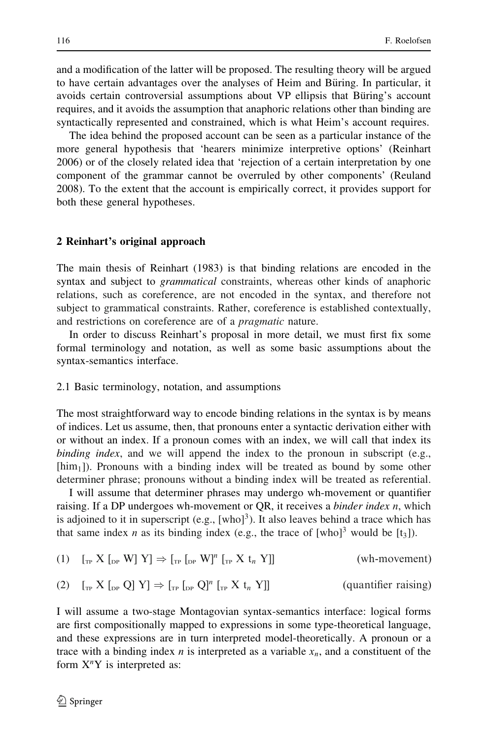and a modification of the latter will be proposed. The resulting theory will be argued to have certain advantages over the analyses of Heim and Büring. In particular, it avoids certain controversial assumptions about VP ellipsis that Büring's account requires, and it avoids the assumption that anaphoric relations other than binding are syntactically represented and constrained, which is what Heim's account requires.

The idea behind the proposed account can be seen as a particular instance of the more general hypothesis that 'hearers minimize interpretive options' (Reinhart 2006) or of the closely related idea that 'rejection of a certain interpretation by one component of the grammar cannot be overruled by other components' (Reuland 2008). To the extent that the account is empirically correct, it provides support for both these general hypotheses.

## 2 Reinhart's original approach

The main thesis of Reinhart (1983) is that binding relations are encoded in the syntax and subject to *grammatical* constraints, whereas other kinds of anaphoric relations, such as coreference, are not encoded in the syntax, and therefore not subject to grammatical constraints. Rather, coreference is established contextually, and restrictions on coreference are of a *pragmatic* nature.

In order to discuss Reinhart's proposal in more detail, we must first fix some formal terminology and notation, as well as some basic assumptions about the syntax-semantics interface.

### 2.1 Basic terminology, notation, and assumptions

The most straightforward way to encode binding relations in the syntax is by means of indices. Let us assume, then, that pronouns enter a syntactic derivation either with or without an index. If a pronoun comes with an index, we will call that index its *binding index*, and we will append the index to the pronoun in subscript (e.g., [$\text{him}_1$]). Pronouns with a binding index will be treated as bound by some other determiner phrase; pronouns without a binding index will be treated as referential.

I will assume that determiner phrases may undergo wh-movement or quantifier raising. If a DP undergoes wh-movement or QR, it receives a *binder index n*, which is adjoined to it in superscript (e.g., [who]$^3$). It also leaves behind a trace which has that same index $n$ as its binding index (e.g., the trace of [who]$^3$ would be [$\text{t}_3$]).

(1) $[_{\text{TP}}\ \text{X}\ [_{\text{DP}}\ \text{W}]\ \text{Y}] \Rightarrow [_{\text{TP}}\ [_{\text{DP}}\ \text{W}]^n\ [_{\text{TP}}\ \text{X}\ \text{t}_n\ \text{Y}]]$ (wh-movement)

(2) $[_{\text{TP}}\ \text{X}\ [_{\text{DP}}\ \text{Q}]\ \text{Y}] \Rightarrow [_{\text{TP}}\ [_{\text{DP}}\ \text{Q}]^n\ [_{\text{TP}}\ \text{X}\ \text{t}_n\ \text{Y}]]$ (quantifier raising)

I will assume a two-stage Montagovian syntax-semantics interface: logical forms are first compositionally mapped to expressions in some type-theoretical language, and these expressions are in turn interpreted model-theoretically. A pronoun or a trace with a binding index $n$ is interpreted as a variable $x_n$, and a constituent of the form $\text{X}^n\text{Y}$ is interpreted as: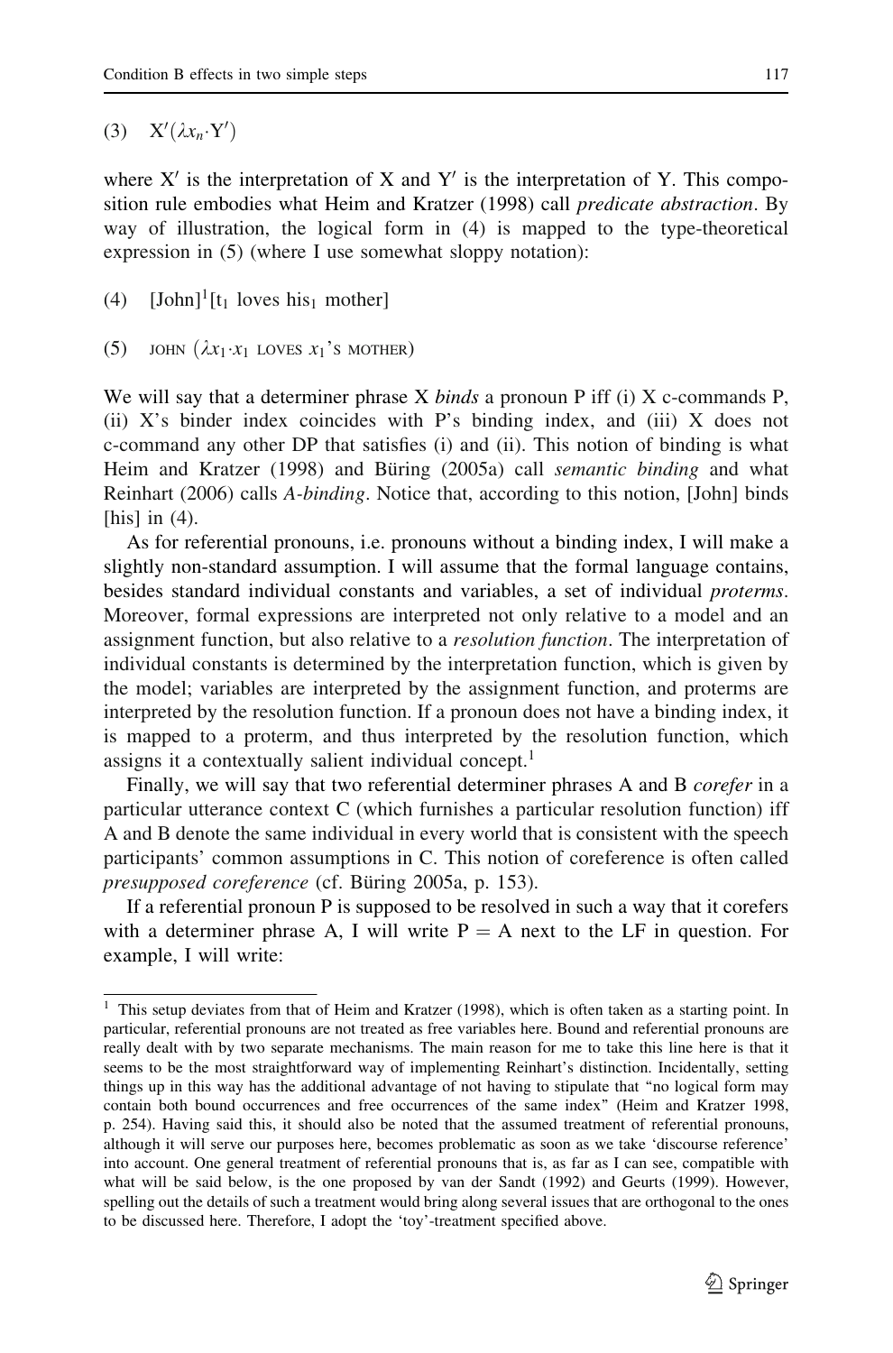(3) $X'(\lambda x_n \cdot Y')$

where $X'$ is the interpretation of X and $Y'$ is the interpretation of Y. This composition rule embodies what Heim and Kratzer (1998) call *predicate abstraction*. By way of illustration, the logical form in (4) is mapped to the type-theoretical expression in (5) (where I use somewhat sloppy notation):

(4) $[\text{John}]^1[t_1 \text{ loves his}_1 \text{ mother}]$

(5) $\text{JOHN } (\lambda x_1 \cdot x_1 \text{ LOVES } x_1\text{'S MOTHER})$

We will say that a determiner phrase X *binds* a pronoun P iff (i) X c-commands P, (ii) X's binder index coincides with P's binding index, and (iii) X does not c-command any other DP that satisfies (i) and (ii). This notion of binding is what Heim and Kratzer (1998) and Büring (2005a) call *semantic binding* and what Reinhart (2006) calls *A-binding*. Notice that, according to this notion, [John] binds [his] in (4).

As for referential pronouns, i.e. pronouns without a binding index, I will make a slightly non-standard assumption. I will assume that the formal language contains, besides standard individual constants and variables, a set of individual *proterms*. Moreover, formal expressions are interpreted not only relative to a model and an assignment function, but also relative to a *resolution function*. The interpretation of individual constants is determined by the interpretation function, which is given by the model; variables are interpreted by the assignment function, and proterms are interpreted by the resolution function. If a pronoun does not have a binding index, it is mapped to a proterm, and thus interpreted by the resolution function, which assigns it a contextually salient individual concept.[1]

Finally, we will say that two referential determiner phrases A and B *corefer* in a particular utterance context C (which furnishes a particular resolution function) iff A and B denote the same individual in every world that is consistent with the speech participants' common assumptions in C. This notion of coreference is often called *presupposed coreference* (cf. Büring 2005a, p. 153).

If a referential pronoun P is supposed to be resolved in such a way that it corefers with a determiner phrase A, I will write $P = A$ next to the LF in question. For example, I will write:

[1] This setup deviates from that of Heim and Kratzer (1998), which is often taken as a starting point. In particular, referential pronouns are not treated as free variables here. Bound and referential pronouns are really dealt with by two separate mechanisms. The main reason for me to take this line here is that it seems to be the most straightforward way of implementing Reinhart's distinction. Incidentally, setting things up in this way has the additional advantage of not having to stipulate that "no logical form may contain both bound occurrences and free occurrences of the same index" (Heim and Kratzer 1998, p. 254). Having said this, it should also be noted that the assumed treatment of referential pronouns, although it will serve our purposes here, becomes problematic as soon as we take 'discourse reference' into account. One general treatment of referential pronouns that is, as far as I can see, compatible with what will be said below, is the one proposed by van der Sandt (1992) and Geurts (1999). However, spelling out the details of such a treatment would bring along several issues that are orthogonal to the ones to be discussed here. Therefore, I adopt the 'toy'-treatment specified above.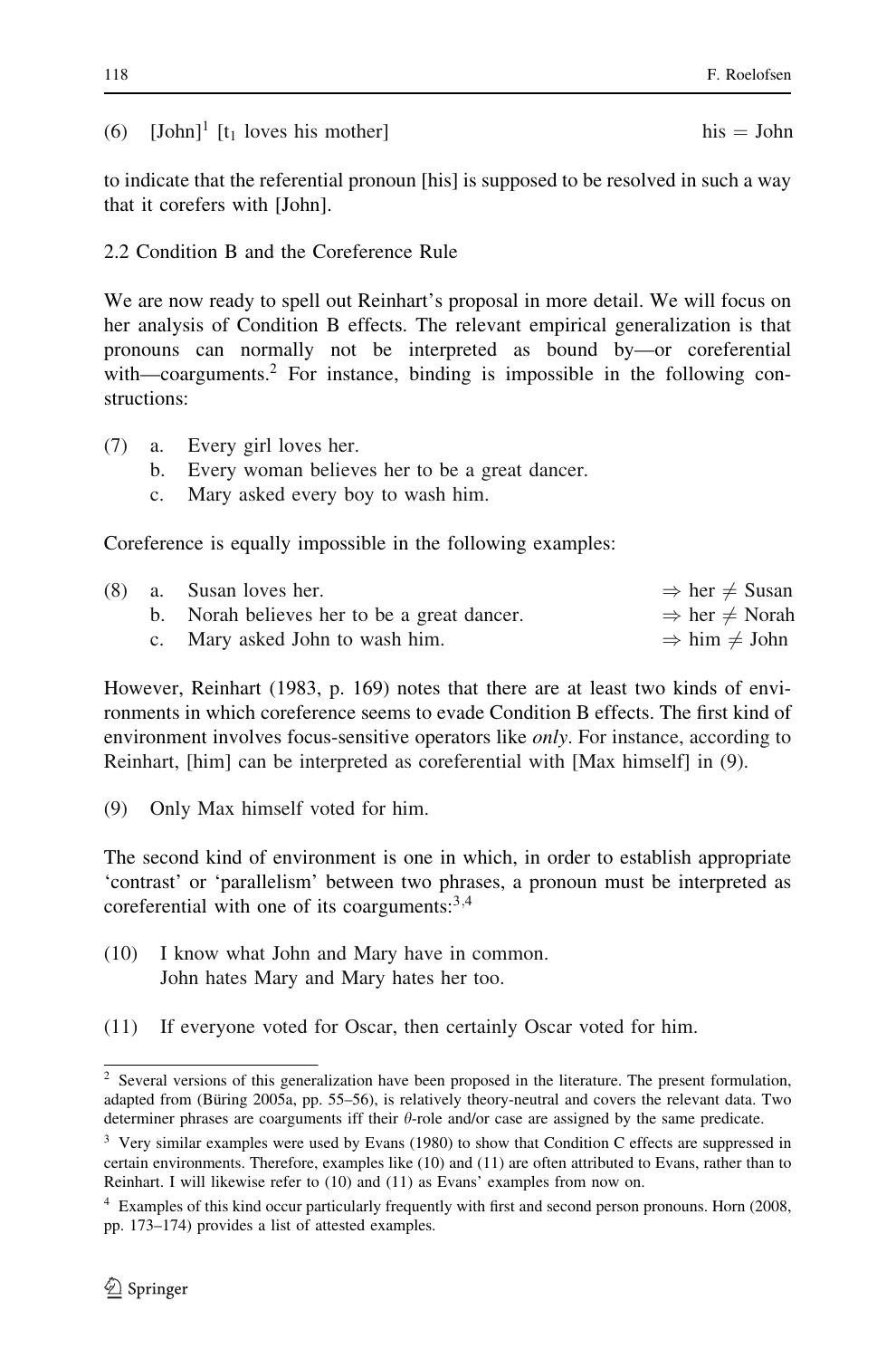(6) [John][1] [$t_1$ loves his mother] his = John

to indicate that the referential pronoun [his] is supposed to be resolved in such a way that it corefers with [John].

## 2.2 Condition B and the Coreference Rule

We are now ready to spell out Reinhart's proposal in more detail. We will focus on her analysis of Condition B effects. The relevant empirical generalization is that pronouns can normally not be interpreted as bound by—or coreferential with—coarguments.[2] For instance, binding is impossible in the following constructions:

(7) a. Every girl loves her.
 b. Every woman believes her to be a great dancer.
 c. Mary asked every boy to wash him.

Coreference is equally impossible in the following examples:

(8) a. Susan loves her. $\Rightarrow$ her $\neq$ Susan
 b. Norah believes her to be a great dancer. $\Rightarrow$ her $\neq$ Norah
 c. Mary asked John to wash him. $\Rightarrow$ him $\neq$ John

However, Reinhart (1983, p. 169) notes that there are at least two kinds of environments in which coreference seems to evade Condition B effects. The first kind of environment involves focus-sensitive operators like *only*. For instance, according to Reinhart, [him] can be interpreted as coreferential with [Max himself] in (9).

(9) Only Max himself voted for him.

The second kind of environment is one in which, in order to establish appropriate 'contrast' or 'parallelism' between two phrases, a pronoun must be interpreted as coreferential with one of its coarguments:[3,4]

(10) I know what John and Mary have in common.
 John hates Mary and Mary hates her too.

(11) If everyone voted for Oscar, then certainly Oscar voted for him.

---

[2] Several versions of this generalization have been proposed in the literature. The present formulation, adapted from (Büring 2005a, pp. 55–56), is relatively theory-neutral and covers the relevant data. Two determiner phrases are coarguments iff their $\theta$-role and/or case are assigned by the same predicate.

[3] Very similar examples were used by Evans (1980) to show that Condition C effects are suppressed in certain environments. Therefore, examples like (10) and (11) are often attributed to Evans, rather than to Reinhart. I will likewise refer to (10) and (11) as Evans' examples from now on.

[4] Examples of this kind occur particularly frequently with first and second person pronouns. Horn (2008, pp. 173–174) provides a list of attested examples.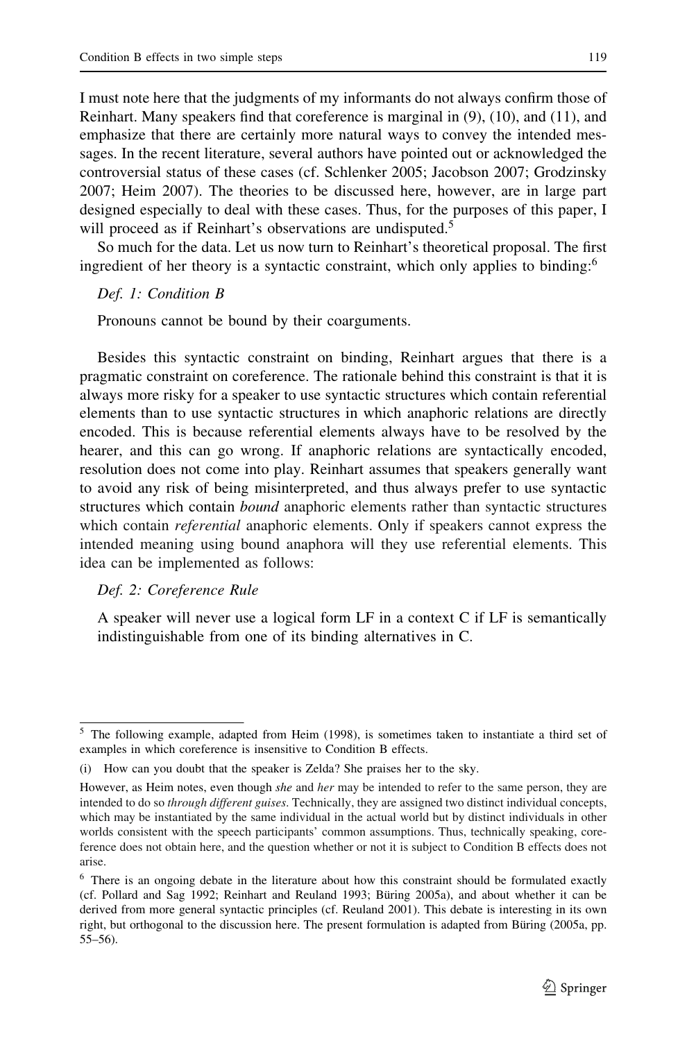I must note here that the judgments of my informants do not always confirm those of Reinhart. Many speakers find that coreference is marginal in (9), (10), and (11), and emphasize that there are certainly more natural ways to convey the intended messages. In the recent literature, several authors have pointed out or acknowledged the controversial status of these cases (cf. Schlenker 2005; Jacobson 2007; Grodzinsky 2007; Heim 2007). The theories to be discussed here, however, are in large part designed especially to deal with these cases. Thus, for the purposes of this paper, I will proceed as if Reinhart's observations are undisputed.[5]

So much for the data. Let us now turn to Reinhart's theoretical proposal. The first ingredient of her theory is a syntactic constraint, which only applies to binding:[6]

*Def. 1: Condition B*

Pronouns cannot be bound by their coarguments.

Besides this syntactic constraint on binding, Reinhart argues that there is a pragmatic constraint on coreference. The rationale behind this constraint is that it is always more risky for a speaker to use syntactic structures which contain referential elements than to use syntactic structures in which anaphoric relations are directly encoded. This is because referential elements always have to be resolved by the hearer, and this can go wrong. If anaphoric relations are syntactically encoded, resolution does not come into play. Reinhart assumes that speakers generally want to avoid any risk of being misinterpreted, and thus always prefer to use syntactic structures which contain *bound* anaphoric elements rather than syntactic structures which contain *referential* anaphoric elements. Only if speakers cannot express the intended meaning using bound anaphora will they use referential elements. This idea can be implemented as follows:

*Def. 2: Coreference Rule*

A speaker will never use a logical form LF in a context C if LF is semantically indistinguishable from one of its binding alternatives in C.

---

[5] The following example, adapted from Heim (1998), is sometimes taken to instantiate a third set of examples in which coreference is insensitive to Condition B effects.

(i) How can you doubt that the speaker is Zelda? She praises her to the sky.

However, as Heim notes, even though *she* and *her* may be intended to refer to the same person, they are intended to do so *through different guises*. Technically, they are assigned two distinct individual concepts, which may be instantiated by the same individual in the actual world but by distinct individuals in other worlds consistent with the speech participants' common assumptions. Thus, technically speaking, coreference does not obtain here, and the question whether or not it is subject to Condition B effects does not arise.

[6] There is an ongoing debate in the literature about how this constraint should be formulated exactly (cf. Pollard and Sag 1992; Reinhart and Reuland 1993; Büring 2005a), and about whether it can be derived from more general syntactic principles (cf. Reuland 2001). This debate is interesting in its own right, but orthogonal to the discussion here. The present formulation is adapted from Büring (2005a, pp. 55–56).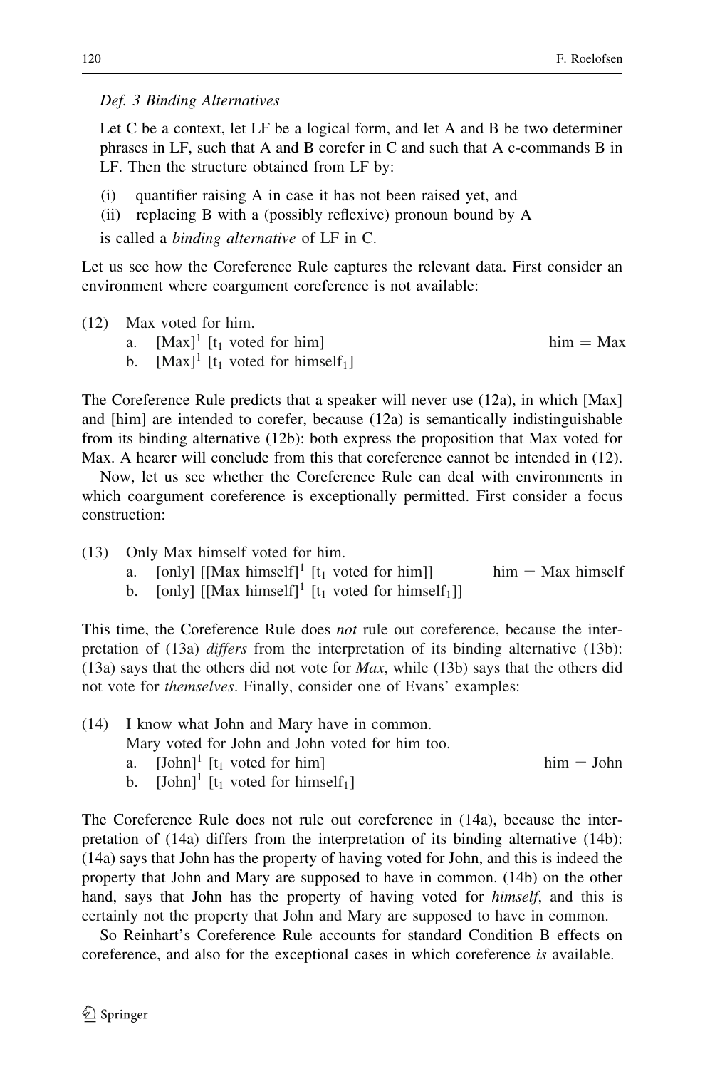*Def. 3 Binding Alternatives*

Let C be a context, let LF be a logical form, and let A and B be two determiner phrases in LF, such that A and B corefer in C and such that A c-commands B in LF. Then the structure obtained from LF by:

(i) quantifier raising A in case it has not been raised yet, and
(ii) replacing B with a (possibly reflexive) pronoun bound by A

is called a *binding alternative* of LF in C.

Let us see how the Coreference Rule captures the relevant data. First consider an environment where coargument coreference is not available:

(12) Max voted for him.
  a. $[\text{Max}]^1$ $[t_1$ voted for him$]$ — him = Max
  b. $[\text{Max}]^1$ $[t_1$ voted for $\text{himself}_1]$

The Coreference Rule predicts that a speaker will never use (12a), in which [Max] and [him] are intended to corefer, because (12a) is semantically indistinguishable from its binding alternative (12b): both express the proposition that Max voted for Max. A hearer will conclude from this that coreference cannot be intended in (12).

Now, let us see whether the Coreference Rule can deal with environments in which coargument coreference is exceptionally permitted. First consider a focus construction:

(13) Only Max himself voted for him.
  a. [only] $[[\text{Max himself}]^1$ $[t_1$ voted for him$]]$ — him = Max himself
  b. [only] $[[\text{Max himself}]^1$ $[t_1$ voted for $\text{himself}_1]]$

This time, the Coreference Rule does *not* rule out coreference, because the interpretation of (13a) *differs* from the interpretation of its binding alternative (13b): (13a) says that the others did not vote for *Max*, while (13b) says that the others did not vote for *themselves*. Finally, consider one of Evans' examples:

(14) I know what John and Mary have in common.
  Mary voted for John and John voted for him too.
  a. $[\text{John}]^1$ $[t_1$ voted for him$]$ — him = John
  b. $[\text{John}]^1$ $[t_1$ voted for $\text{himself}_1]$

The Coreference Rule does not rule out coreference in (14a), because the interpretation of (14a) differs from the interpretation of its binding alternative (14b): (14a) says that John has the property of having voted for John, and this is indeed the property that John and Mary are supposed to have in common. (14b) on the other hand, says that John has the property of having voted for *himself*, and this is certainly not the property that John and Mary are supposed to have in common.

So Reinhart's Coreference Rule accounts for standard Condition B effects on coreference, and also for the exceptional cases in which coreference *is* available.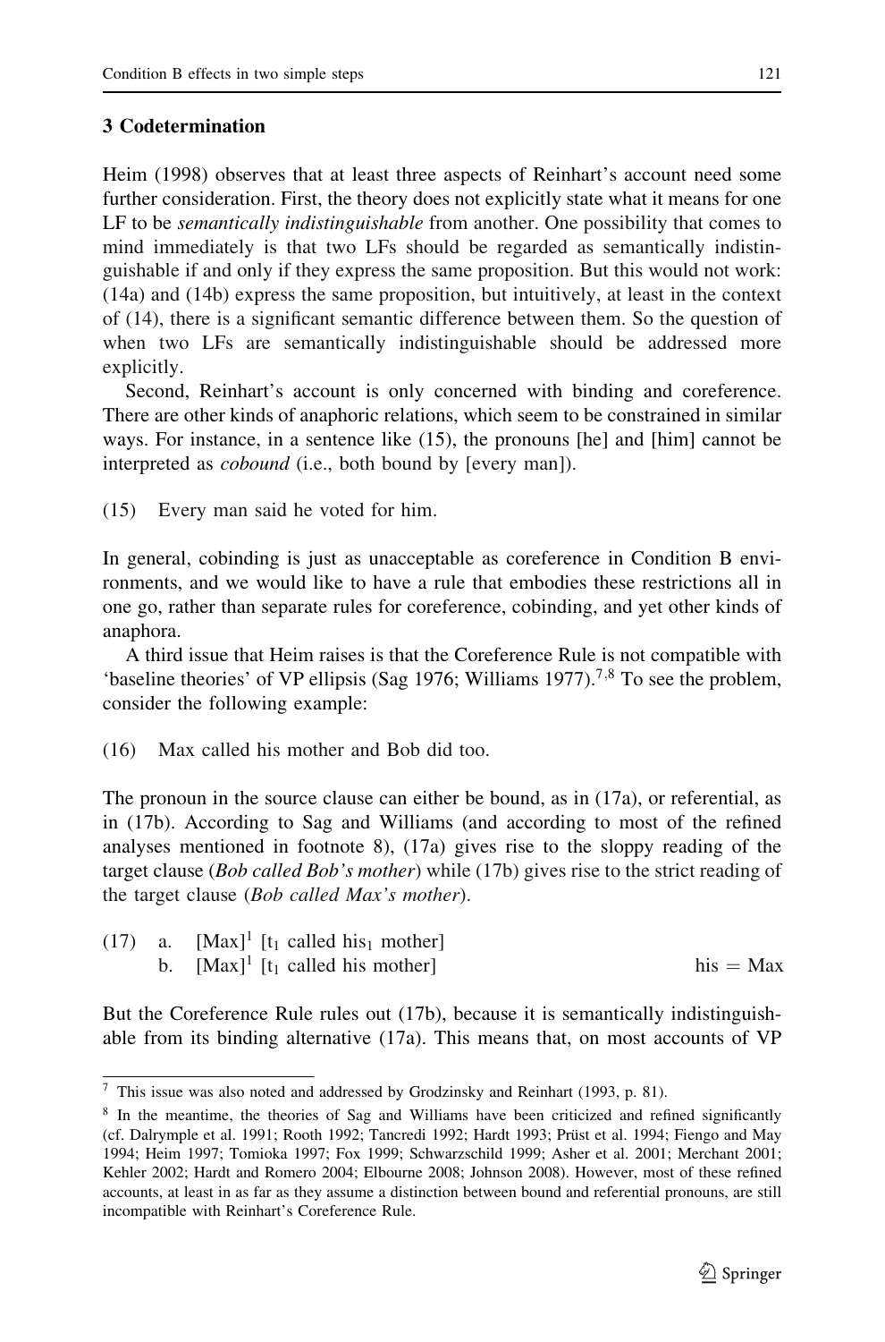## 3 Codetermination

Heim (1998) observes that at least three aspects of Reinhart's account need some further consideration. First, the theory does not explicitly state what it means for one LF to be *semantically indistinguishable* from another. One possibility that comes to mind immediately is that two LFs should be regarded as semantically indistinguishable if and only if they express the same proposition. But this would not work: (14a) and (14b) express the same proposition, but intuitively, at least in the context of (14), there is a significant semantic difference between them. So the question of when two LFs are semantically indistinguishable should be addressed more explicitly.

Second, Reinhart's account is only concerned with binding and coreference. There are other kinds of anaphoric relations, which seem to be constrained in similar ways. For instance, in a sentence like (15), the pronouns [he] and [him] cannot be interpreted as *cobound* (i.e., both bound by [every man]).

(15) Every man said he voted for him.

In general, cobinding is just as unacceptable as coreference in Condition B environments, and we would like to have a rule that embodies these restrictions all in one go, rather than separate rules for coreference, cobinding, and yet other kinds of anaphora.

A third issue that Heim raises is that the Coreference Rule is not compatible with 'baseline theories' of VP ellipsis (Sag 1976; Williams 1977).[7,8] To see the problem, consider the following example:

(16) Max called his mother and Bob did too.

The pronoun in the source clause can either be bound, as in (17a), or referential, as in (17b). According to Sag and Williams (and according to most of the refined analyses mentioned in footnote 8), (17a) gives rise to the sloppy reading of the target clause (*Bob called Bob's mother*) while (17b) gives rise to the strict reading of the target clause (*Bob called Max's mother*).

(17) a. $[\text{Max}]^1$ $[t_1$ called $\text{his}_1$ mother$]$
     b. $[\text{Max}]^1$ $[t_1$ called his mother$]$ his = Max

But the Coreference Rule rules out (17b), because it is semantically indistinguishable from its binding alternative (17a). This means that, on most accounts of VP

---

[7] This issue was also noted and addressed by Grodzinsky and Reinhart (1993, p. 81).

[8] In the meantime, the theories of Sag and Williams have been criticized and refined significantly (cf. Dalrymple et al. 1991; Rooth 1992; Tancredi 1992; Hardt 1993; Prüst et al. 1994; Fiengo and May 1994; Heim 1997; Tomioka 1997; Fox 1999; Schwarzschild 1999; Asher et al. 2001; Merchant 2001; Kehler 2002; Hardt and Romero 2004; Elbourne 2008; Johnson 2008). However, most of these refined accounts, at least in as far as they assume a distinction between bound and referential pronouns, are still incompatible with Reinhart's Coreference Rule.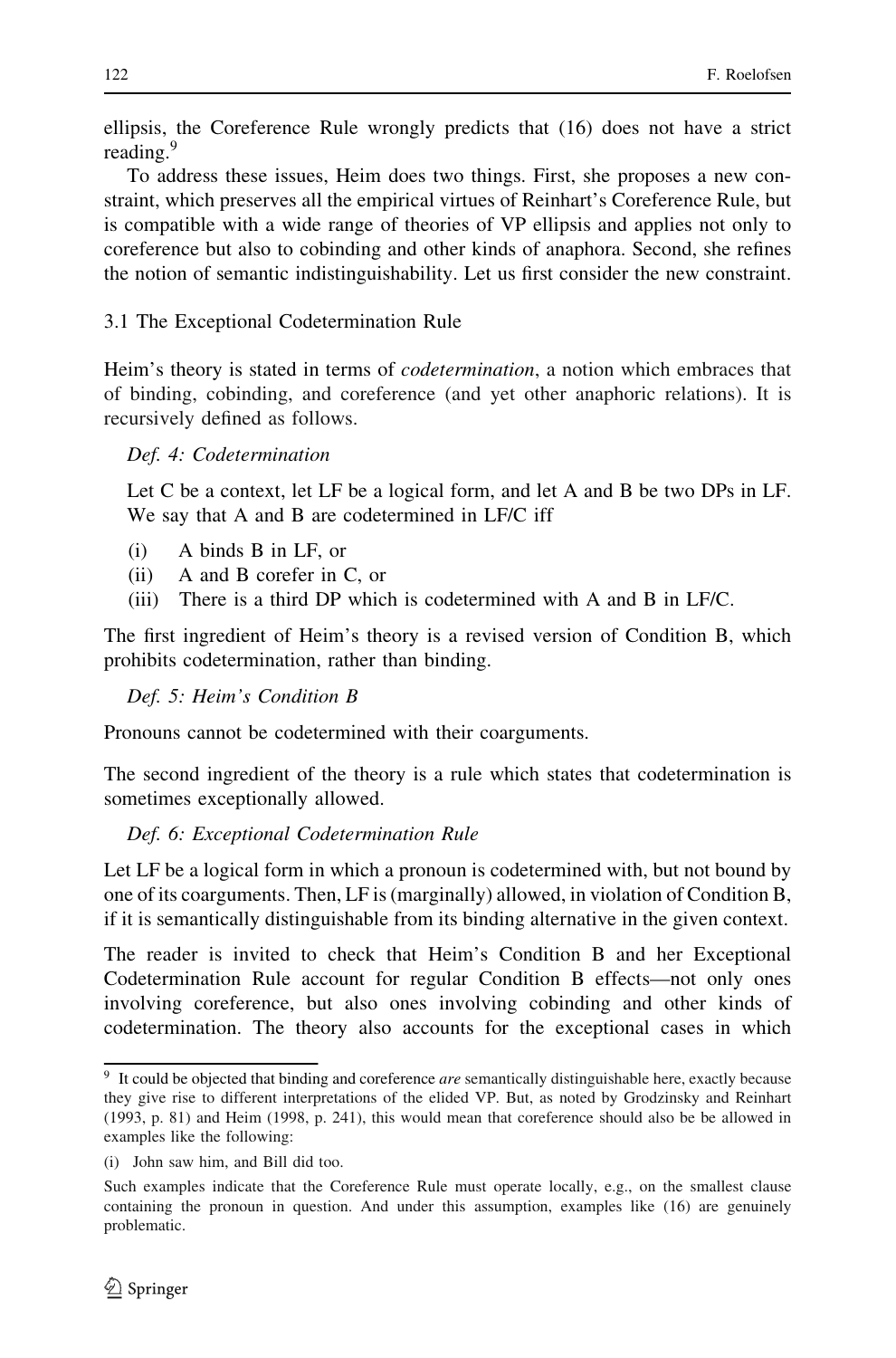ellipsis, the Coreference Rule wrongly predicts that (16) does not have a strict reading.[9]

To address these issues, Heim does two things. First, she proposes a new constraint, which preserves all the empirical virtues of Reinhart's Coreference Rule, but is compatible with a wide range of theories of VP ellipsis and applies not only to coreference but also to cobinding and other kinds of anaphora. Second, she refines the notion of semantic indistinguishability. Let us first consider the new constraint.

### 3.1 The Exceptional Codetermination Rule

Heim's theory is stated in terms of *codetermination*, a notion which embraces that of binding, cobinding, and coreference (and yet other anaphoric relations). It is recursively defined as follows.

*Def. 4: Codetermination*

Let C be a context, let LF be a logical form, and let A and B be two DPs in LF. We say that A and B are codetermined in LF/C iff

(i) A binds B in LF, or
(ii) A and B corefer in C, or
(iii) There is a third DP which is codetermined with A and B in LF/C.

The first ingredient of Heim's theory is a revised version of Condition B, which prohibits codetermination, rather than binding.

*Def. 5: Heim's Condition B*

Pronouns cannot be codetermined with their coarguments.

The second ingredient of the theory is a rule which states that codetermination is sometimes exceptionally allowed.

*Def. 6: Exceptional Codetermination Rule*

Let LF be a logical form in which a pronoun is codetermined with, but not bound by one of its coarguments. Then, LF is (marginally) allowed, in violation of Condition B, if it is semantically distinguishable from its binding alternative in the given context.

The reader is invited to check that Heim's Condition B and her Exceptional Codetermination Rule account for regular Condition B effects—not only ones involving coreference, but also ones involving cobinding and other kinds of codetermination. The theory also accounts for the exceptional cases in which

---

[9] It could be objected that binding and coreference *are* semantically distinguishable here, exactly because they give rise to different interpretations of the elided VP. But, as noted by Grodzinsky and Reinhart (1993, p. 81) and Heim (1998, p. 241), this would mean that coreference should also be be allowed in examples like the following:

(i) John saw him, and Bill did too.

Such examples indicate that the Coreference Rule must operate locally, e.g., on the smallest clause containing the pronoun in question. And under this assumption, examples like (16) are genuinely problematic.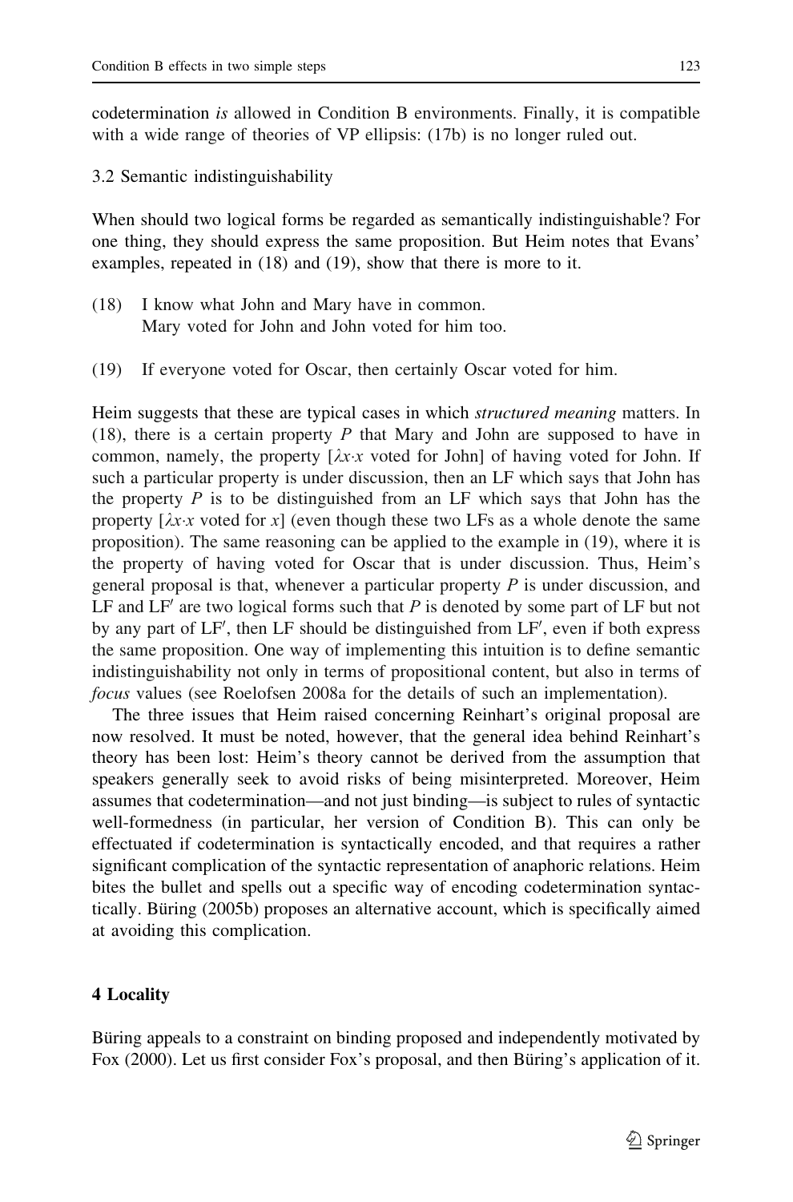codetermination *is* allowed in Condition B environments. Finally, it is compatible with a wide range of theories of VP ellipsis: (17b) is no longer ruled out.

### 3.2 Semantic indistinguishability

When should two logical forms be regarded as semantically indistinguishable? For one thing, they should express the same proposition. But Heim notes that Evans' examples, repeated in (18) and (19), show that there is more to it.

(18) I know what John and Mary have in common.
Mary voted for John and John voted for him too.

(19) If everyone voted for Oscar, then certainly Oscar voted for him.

Heim suggests that these are typical cases in which *structured meaning* matters. In (18), there is a certain property $P$ that Mary and John are supposed to have in common, namely, the property $[\lambda x{\cdot}x$ voted for John$]$ of having voted for John. If such a particular property is under discussion, then an LF which says that John has the property $P$ is to be distinguished from an LF which says that John has the property $[\lambda x{\cdot}x$ voted for $x]$ (even though these two LFs as a whole denote the same proposition). The same reasoning can be applied to the example in (19), where it is the property of having voted for Oscar that is under discussion. Thus, Heim's general proposal is that, whenever a particular property $P$ is under discussion, and LF and LF′ are two logical forms such that $P$ is denoted by some part of LF but not by any part of LF′, then LF should be distinguished from LF′, even if both express the same proposition. One way of implementing this intuition is to define semantic indistinguishability not only in terms of propositional content, but also in terms of *focus* values (see Roelofsen 2008a for the details of such an implementation).

The three issues that Heim raised concerning Reinhart's original proposal are now resolved. It must be noted, however, that the general idea behind Reinhart's theory has been lost: Heim's theory cannot be derived from the assumption that speakers generally seek to avoid risks of being misinterpreted. Moreover, Heim assumes that codetermination—and not just binding—is subject to rules of syntactic well-formedness (in particular, her version of Condition B). This can only be effectuated if codetermination is syntactically encoded, and that requires a rather significant complication of the syntactic representation of anaphoric relations. Heim bites the bullet and spells out a specific way of encoding codetermination syntactically. Büring (2005b) proposes an alternative account, which is specifically aimed at avoiding this complication.

## 4 Locality

Büring appeals to a constraint on binding proposed and independently motivated by Fox (2000). Let us first consider Fox's proposal, and then Büring's application of it.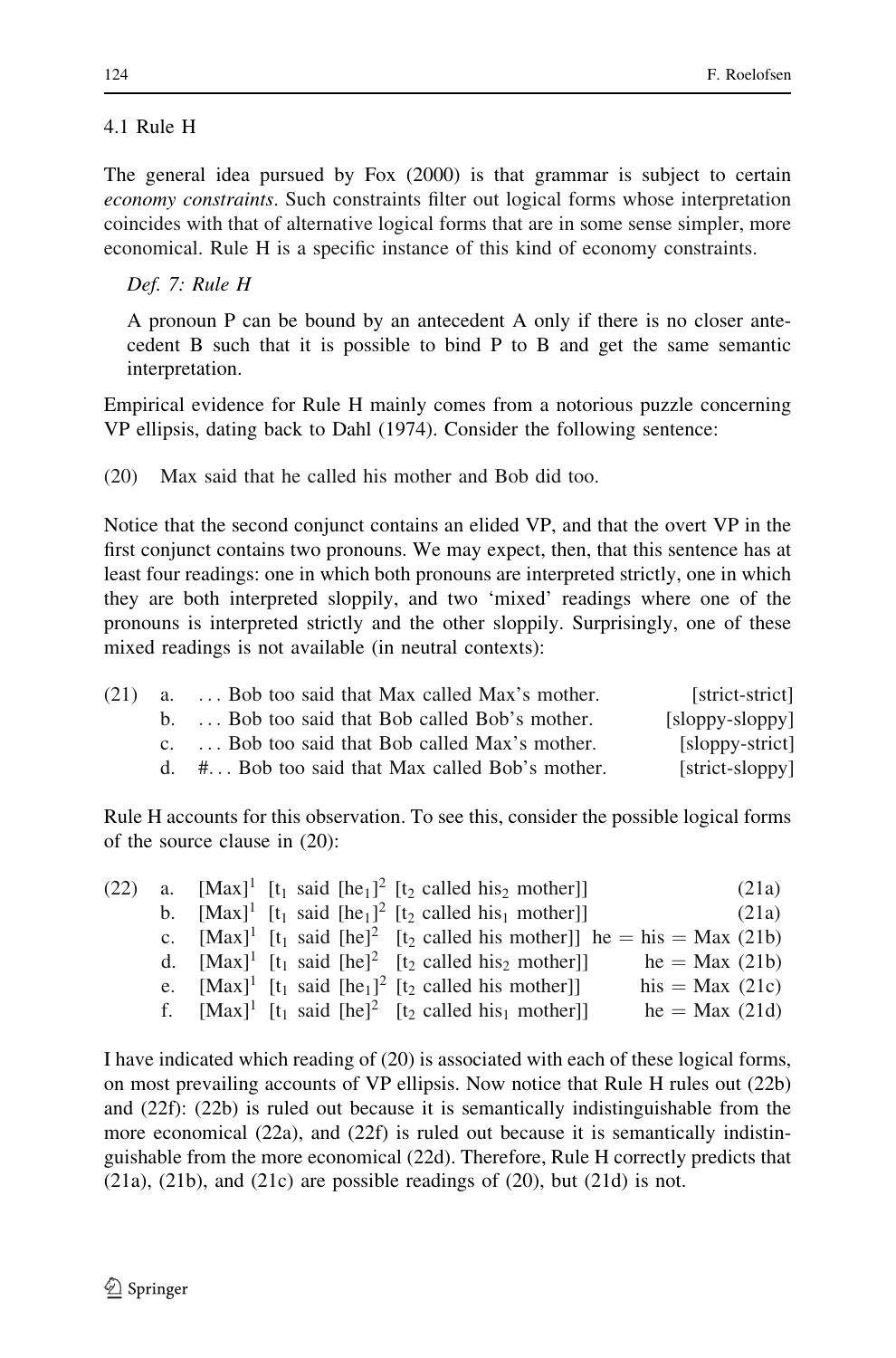### 4.1 Rule H

The general idea pursued by Fox (2000) is that grammar is subject to certain *economy constraints*. Such constraints filter out logical forms whose interpretation coincides with that of alternative logical forms that are in some sense simpler, more economical. Rule H is a specific instance of this kind of economy constraints.

*Def. 7: Rule H*

A pronoun P can be bound by an antecedent A only if there is no closer antecedent B such that it is possible to bind P to B and get the same semantic interpretation.

Empirical evidence for Rule H mainly comes from a notorious puzzle concerning VP ellipsis, dating back to Dahl (1974). Consider the following sentence:

(20) Max said that he called his mother and Bob did too.

Notice that the second conjunct contains an elided VP, and that the overt VP in the first conjunct contains two pronouns. We may expect, then, that this sentence has at least four readings: one in which both pronouns are interpreted strictly, one in which they are both interpreted sloppily, and two 'mixed' readings where one of the pronouns is interpreted strictly and the other sloppily. Surprisingly, one of these mixed readings is not available (in neutral contexts):

(21) a. … Bob too said that Max called Max's mother. [strict-strict]
b. … Bob too said that Bob called Bob's mother. [sloppy-sloppy]
c. … Bob too said that Bob called Max's mother. [sloppy-strict]
d. #… Bob too said that Max called Bob's mother. [strict-sloppy]

Rule H accounts for this observation. To see this, consider the possible logical forms of the source clause in (20):

(22) a. $[\text{Max}]^1$ $[t_1$ said $[\text{he}_1]^2$ $[t_2$ called $\text{his}_2$ mother]] (21a)
b. $[\text{Max}]^1$ $[t_1$ said $[\text{he}_1]^2$ $[t_2$ called $\text{his}_1$ mother]] (21a)
c. $[\text{Max}]^1$ $[t_1$ said $[\text{he}]^2$ $[t_2$ called his mother]] he = his = Max (21b)
d. $[\text{Max}]^1$ $[t_1$ said $[\text{he}]^2$ $[t_2$ called $\text{his}_2$ mother]] he = Max (21b)
e. $[\text{Max}]^1$ $[t_1$ said $[\text{he}_1]^2$ $[t_2$ called his mother]] his = Max (21c)
f. $[\text{Max}]^1$ $[t_1$ said $[\text{he}]^2$ $[t_2$ called $\text{his}_1$ mother]] he = Max (21d)

I have indicated which reading of (20) is associated with each of these logical forms, on most prevailing accounts of VP ellipsis. Now notice that Rule H rules out (22b) and (22f): (22b) is ruled out because it is semantically indistinguishable from the more economical (22a), and (22f) is ruled out because it is semantically indistinguishable from the more economical (22d). Therefore, Rule H correctly predicts that (21a), (21b), and (21c) are possible readings of (20), but (21d) is not.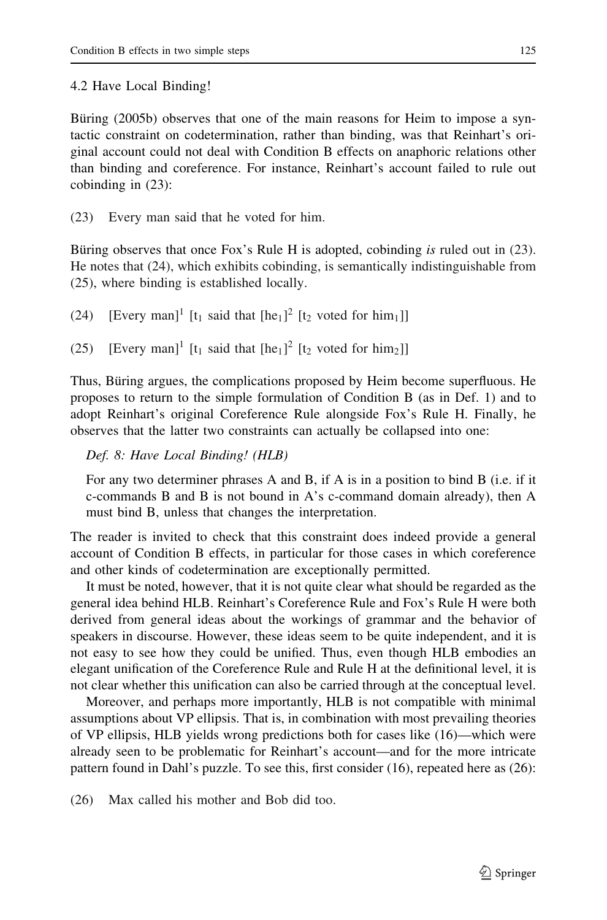### 4.2 Have Local Binding!

Büring (2005b) observes that one of the main reasons for Heim to impose a syntactic constraint on codetermination, rather than binding, was that Reinhart's original account could not deal with Condition B effects on anaphoric relations other than binding and coreference. For instance, Reinhart's account failed to rule out cobinding in (23):

(23) Every man said that he voted for him.

Büring observes that once Fox's Rule H is adopted, cobinding *is* ruled out in (23). He notes that (24), which exhibits cobinding, is semantically indistinguishable from (25), where binding is established locally.

(24) $[\text{Every man}]^1$ $[t_1$ said that $[\text{he}_1]^2$ $[t_2$ voted for $\text{him}_1]]$

(25) $[\text{Every man}]^1$ $[t_1$ said that $[\text{he}_1]^2$ $[t_2$ voted for $\text{him}_2]]$

Thus, Büring argues, the complications proposed by Heim become superfluous. He proposes to return to the simple formulation of Condition B (as in Def. 1) and to adopt Reinhart's original Coreference Rule alongside Fox's Rule H. Finally, he observes that the latter two constraints can actually be collapsed into one:

> *Def. 8: Have Local Binding! (HLB)*
>
> For any two determiner phrases A and B, if A is in a position to bind B (i.e. if it c-commands B and B is not bound in A's c-command domain already), then A must bind B, unless that changes the interpretation.

The reader is invited to check that this constraint does indeed provide a general account of Condition B effects, in particular for those cases in which coreference and other kinds of codetermination are exceptionally permitted.

It must be noted, however, that it is not quite clear what should be regarded as the general idea behind HLB. Reinhart's Coreference Rule and Fox's Rule H were both derived from general ideas about the workings of grammar and the behavior of speakers in discourse. However, these ideas seem to be quite independent, and it is not easy to see how they could be unified. Thus, even though HLB embodies an elegant unification of the Coreference Rule and Rule H at the definitional level, it is not clear whether this unification can also be carried through at the conceptual level.

Moreover, and perhaps more importantly, HLB is not compatible with minimal assumptions about VP ellipsis. That is, in combination with most prevailing theories of VP ellipsis, HLB yields wrong predictions both for cases like (16)—which were already seen to be problematic for Reinhart's account—and for the more intricate pattern found in Dahl's puzzle. To see this, first consider (16), repeated here as (26):

(26) Max called his mother and Bob did too.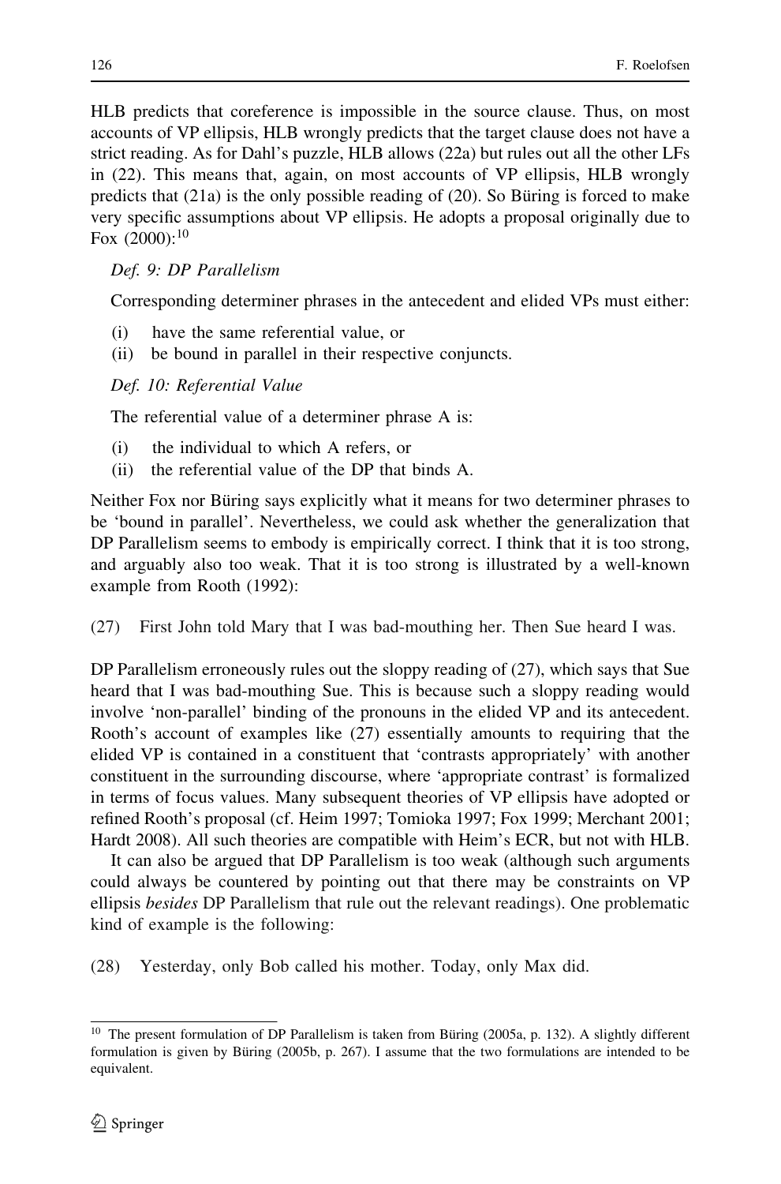HLB predicts that coreference is impossible in the source clause. Thus, on most accounts of VP ellipsis, HLB wrongly predicts that the target clause does not have a strict reading. As for Dahl's puzzle, HLB allows (22a) but rules out all the other LFs in (22). This means that, again, on most accounts of VP ellipsis, HLB wrongly predicts that (21a) is the only possible reading of (20). So Büring is forced to make very specific assumptions about VP ellipsis. He adopts a proposal originally due to Fox (2000):[10]

*Def. 9: DP Parallelism*

Corresponding determiner phrases in the antecedent and elided VPs must either:

(i) have the same referential value, or
(ii) be bound in parallel in their respective conjuncts.

*Def. 10: Referential Value*

The referential value of a determiner phrase A is:

(i) the individual to which A refers, or
(ii) the referential value of the DP that binds A.

Neither Fox nor Büring says explicitly what it means for two determiner phrases to be 'bound in parallel'. Nevertheless, we could ask whether the generalization that DP Parallelism seems to embody is empirically correct. I think that it is too strong, and arguably also too weak. That it is too strong is illustrated by a well-known example from Rooth (1992):

(27) First John told Mary that I was bad-mouthing her. Then Sue heard I was.

DP Parallelism erroneously rules out the sloppy reading of (27), which says that Sue heard that I was bad-mouthing Sue. This is because such a sloppy reading would involve 'non-parallel' binding of the pronouns in the elided VP and its antecedent. Rooth's account of examples like (27) essentially amounts to requiring that the elided VP is contained in a constituent that 'contrasts appropriately' with another constituent in the surrounding discourse, where 'appropriate contrast' is formalized in terms of focus values. Many subsequent theories of VP ellipsis have adopted or refined Rooth's proposal (cf. Heim 1997; Tomioka 1997; Fox 1999; Merchant 2001; Hardt 2008). All such theories are compatible with Heim's ECR, but not with HLB.

It can also be argued that DP Parallelism is too weak (although such arguments could always be countered by pointing out that there may be constraints on VP ellipsis *besides* DP Parallelism that rule out the relevant readings). One problematic kind of example is the following:

(28) Yesterday, only Bob called his mother. Today, only Max did.

---

[10] The present formulation of DP Parallelism is taken from Büring (2005a, p. 132). A slightly different formulation is given by Büring (2005b, p. 267). I assume that the two formulations are intended to be equivalent.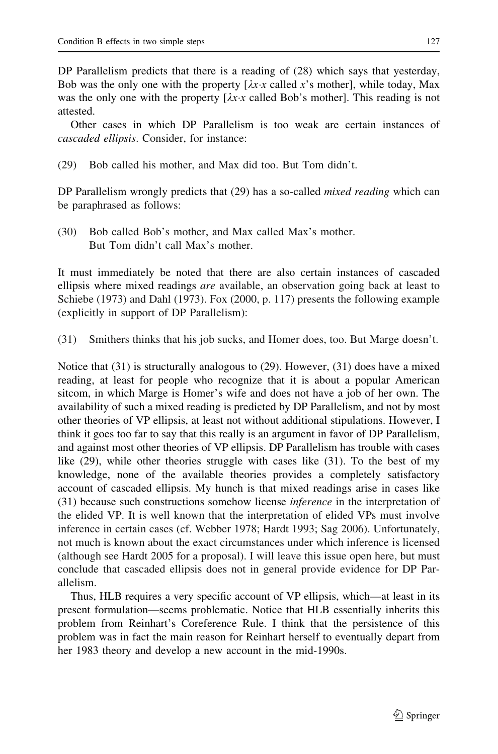DP Parallelism predicts that there is a reading of (28) which says that yesterday, Bob was the only one with the property [$\lambda x \cdot x$ called $x$'s mother], while today, Max was the only one with the property [$\lambda x \cdot x$ called Bob's mother]. This reading is not attested.

Other cases in which DP Parallelism is too weak are certain instances of *cascaded ellipsis*. Consider, for instance:

(29) Bob called his mother, and Max did too. But Tom didn't.

DP Parallelism wrongly predicts that (29) has a so-called *mixed reading* which can be paraphrased as follows:

(30) Bob called Bob's mother, and Max called Max's mother.
But Tom didn't call Max's mother.

It must immediately be noted that there are also certain instances of cascaded ellipsis where mixed readings *are* available, an observation going back at least to Schiebe (1973) and Dahl (1973). Fox (2000, p. 117) presents the following example (explicitly in support of DP Parallelism):

(31) Smithers thinks that his job sucks, and Homer does, too. But Marge doesn't.

Notice that (31) is structurally analogous to (29). However, (31) does have a mixed reading, at least for people who recognize that it is about a popular American sitcom, in which Marge is Homer's wife and does not have a job of her own. The availability of such a mixed reading is predicted by DP Parallelism, and not by most other theories of VP ellipsis, at least not without additional stipulations. However, I think it goes too far to say that this really is an argument in favor of DP Parallelism, and against most other theories of VP ellipsis. DP Parallelism has trouble with cases like (29), while other theories struggle with cases like (31). To the best of my knowledge, none of the available theories provides a completely satisfactory account of cascaded ellipsis. My hunch is that mixed readings arise in cases like (31) because such constructions somehow license *inference* in the interpretation of the elided VP. It is well known that the interpretation of elided VPs must involve inference in certain cases (cf. Webber 1978; Hardt 1993; Sag 2006). Unfortunately, not much is known about the exact circumstances under which inference is licensed (although see Hardt 2005 for a proposal). I will leave this issue open here, but must conclude that cascaded ellipsis does not in general provide evidence for DP Parallelism.

Thus, HLB requires a very specific account of VP ellipsis, which—at least in its present formulation—seems problematic. Notice that HLB essentially inherits this problem from Reinhart's Coreference Rule. I think that the persistence of this problem was in fact the main reason for Reinhart herself to eventually depart from her 1983 theory and develop a new account in the mid-1990s.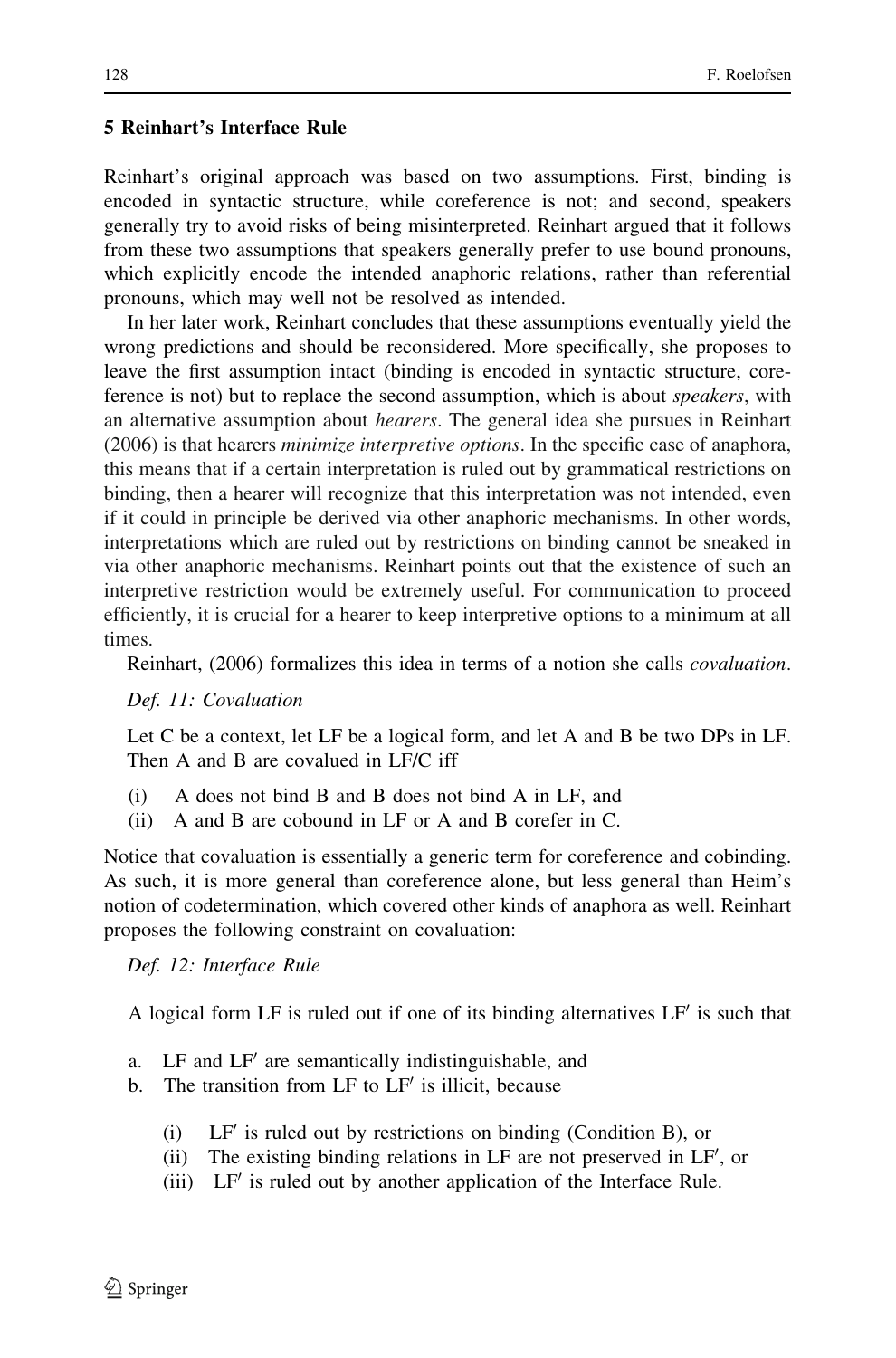## 5 Reinhart's Interface Rule

Reinhart's original approach was based on two assumptions. First, binding is encoded in syntactic structure, while coreference is not; and second, speakers generally try to avoid risks of being misinterpreted. Reinhart argued that it follows from these two assumptions that speakers generally prefer to use bound pronouns, which explicitly encode the intended anaphoric relations, rather than referential pronouns, which may well not be resolved as intended.

In her later work, Reinhart concludes that these assumptions eventually yield the wrong predictions and should be reconsidered. More specifically, she proposes to leave the first assumption intact (binding is encoded in syntactic structure, coreference is not) but to replace the second assumption, which is about *speakers*, with an alternative assumption about *hearers*. The general idea she pursues in Reinhart (2006) is that hearers *minimize interpretive options*. In the specific case of anaphora, this means that if a certain interpretation is ruled out by grammatical restrictions on binding, then a hearer will recognize that this interpretation was not intended, even if it could in principle be derived via other anaphoric mechanisms. In other words, interpretations which are ruled out by restrictions on binding cannot be sneaked in via other anaphoric mechanisms. Reinhart points out that the existence of such an interpretive restriction would be extremely useful. For communication to proceed efficiently, it is crucial for a hearer to keep interpretive options to a minimum at all times.

Reinhart, (2006) formalizes this idea in terms of a notion she calls *covaluation*.

*Def. 11: Covaluation*

Let C be a context, let LF be a logical form, and let A and B be two DPs in LF. Then A and B are covalued in LF/C iff

(i) A does not bind B and B does not bind A in LF, and
(ii) A and B are cobound in LF or A and B corefer in C.

Notice that covaluation is essentially a generic term for coreference and cobinding. As such, it is more general than coreference alone, but less general than Heim's notion of codetermination, which covered other kinds of anaphora as well. Reinhart proposes the following constraint on covaluation:

*Def. 12: Interface Rule*

A logical form LF is ruled out if one of its binding alternatives LF′ is such that

a. LF and LF′ are semantically indistinguishable, and
b. The transition from LF to LF′ is illicit, because

   (i) LF′ is ruled out by restrictions on binding (Condition B), or
   (ii) The existing binding relations in LF are not preserved in LF′, or
   (iii) LF′ is ruled out by another application of the Interface Rule.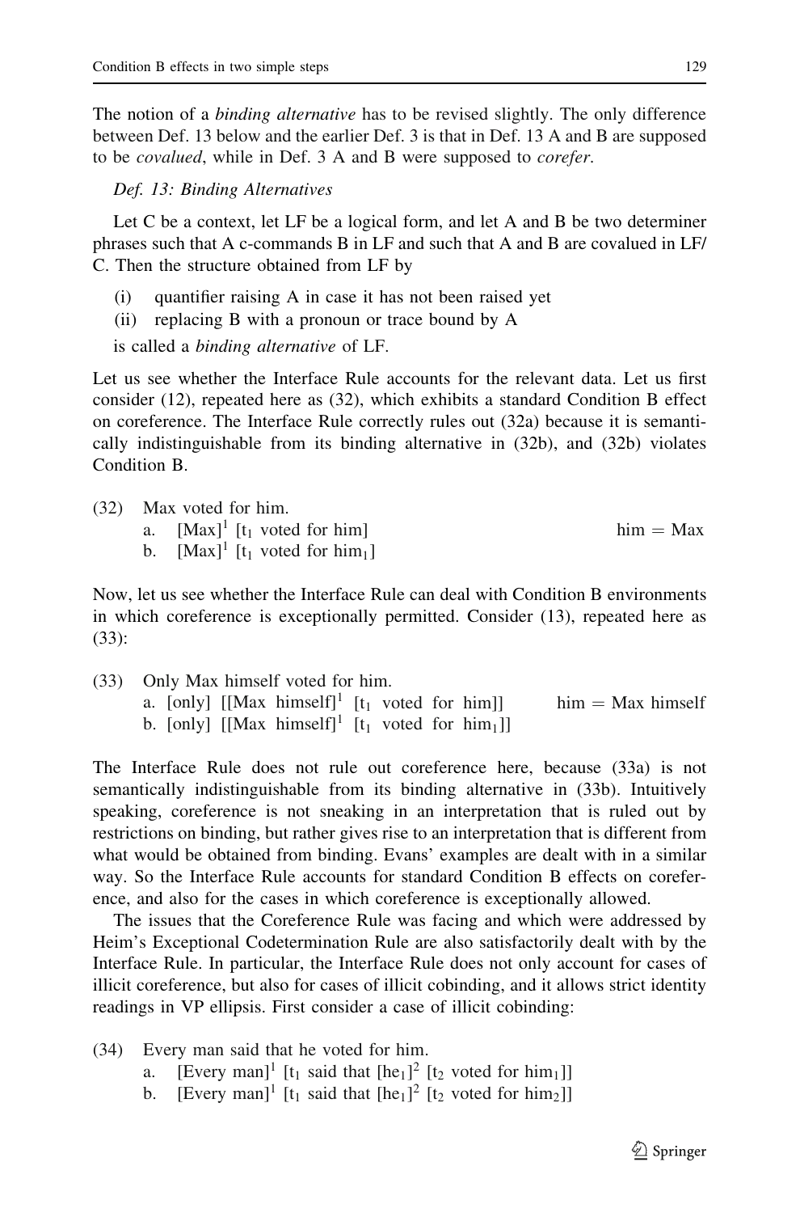The notion of a *binding alternative* has to be revised slightly. The only difference between Def. 13 below and the earlier Def. 3 is that in Def. 13 A and B are supposed to be *covalued*, while in Def. 3 A and B were supposed to *corefer*.

*Def. 13: Binding Alternatives*

Let C be a context, let LF be a logical form, and let A and B be two determiner phrases such that A c-commands B in LF and such that A and B are covalued in LF/C. Then the structure obtained from LF by

(i) quantifier raising A in case it has not been raised yet
(ii) replacing B with a pronoun or trace bound by A

is called a *binding alternative* of LF.

Let us see whether the Interface Rule accounts for the relevant data. Let us first consider (12), repeated here as (32), which exhibits a standard Condition B effect on coreference. The Interface Rule correctly rules out (32a) because it is semantically indistinguishable from its binding alternative in (32b), and (32b) violates Condition B.

(32) Max voted for him.
a. $[\text{Max}]^1$ $[t_1$ voted for him$]$ &nbsp;&nbsp;&nbsp;&nbsp;&nbsp;&nbsp;&nbsp;&nbsp; him = Max
b. $[\text{Max}]^1$ $[t_1$ voted for $\text{him}_1]$

Now, let us see whether the Interface Rule can deal with Condition B environments in which coreference is exceptionally permitted. Consider (13), repeated here as (33):

(33) Only Max himself voted for him.
a. [only] $[[\text{Max himself}]^1$ $[t_1$ voted for him$]]$ &nbsp;&nbsp;&nbsp;&nbsp;&nbsp;&nbsp;&nbsp;&nbsp; him = Max himself
b. [only] $[[\text{Max himself}]^1$ $[t_1$ voted for $\text{him}_1]]$

The Interface Rule does not rule out coreference here, because (33a) is not semantically indistinguishable from its binding alternative in (33b). Intuitively speaking, coreference is not sneaking in an interpretation that is ruled out by restrictions on binding, but rather gives rise to an interpretation that is different from what would be obtained from binding. Evans' examples are dealt with in a similar way. So the Interface Rule accounts for standard Condition B effects on coreference, and also for the cases in which coreference is exceptionally allowed.

The issues that the Coreference Rule was facing and which were addressed by Heim's Exceptional Codetermination Rule are also satisfactorily dealt with by the Interface Rule. In particular, the Interface Rule does not only account for cases of illicit coreference, but also for cases of illicit cobinding, and it allows strict identity readings in VP ellipsis. First consider a case of illicit cobinding:

(34) Every man said that he voted for him.
a. $[\text{Every man}]^1$ $[t_1$ said that $[\text{he}_1]^2$ $[t_2$ voted for $\text{him}_1]]$
b. $[\text{Every man}]^1$ $[t_1$ said that $[\text{he}_1]^2$ $[t_2$ voted for $\text{him}_2]]$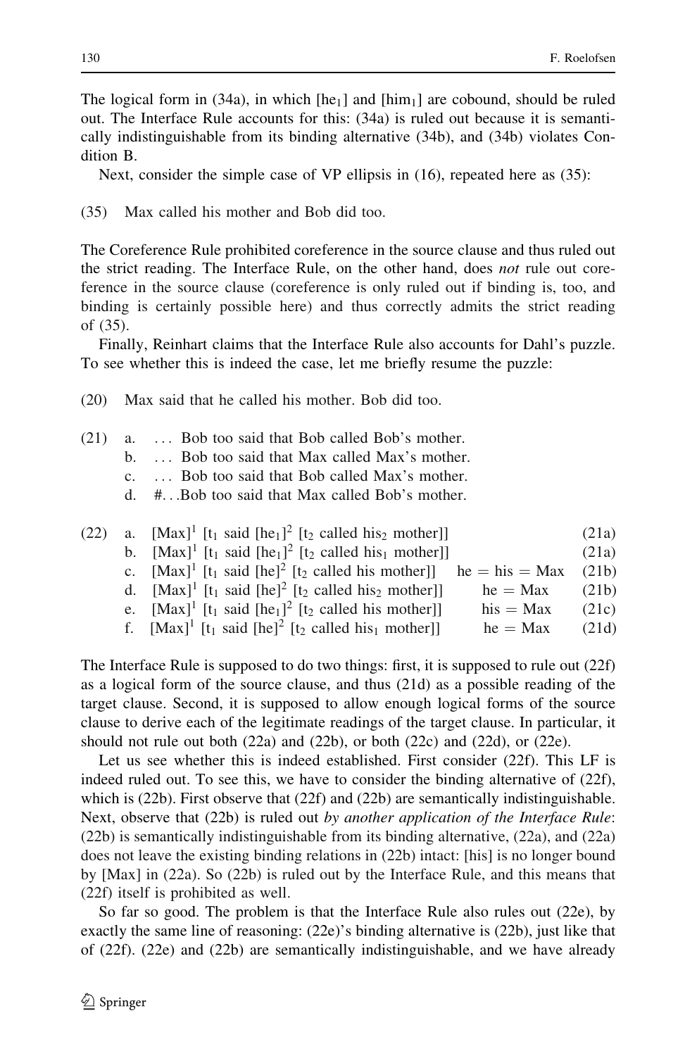The logical form in (34a), in which [he$_1$] and [him$_1$] are cobound, should be ruled out. The Interface Rule accounts for this: (34a) is ruled out because it is semantically indistinguishable from its binding alternative (34b), and (34b) violates Condition B.

Next, consider the simple case of VP ellipsis in (16), repeated here as (35):

(35) Max called his mother and Bob did too.

The Coreference Rule prohibited coreference in the source clause and thus ruled out the strict reading. The Interface Rule, on the other hand, does *not* rule out coreference in the source clause (coreference is only ruled out if binding is, too, and binding is certainly possible here) and thus correctly admits the strict reading of (35).

Finally, Reinhart claims that the Interface Rule also accounts for Dahl's puzzle. To see whether this is indeed the case, let me briefly resume the puzzle:

(20) Max said that he called his mother. Bob did too.

(21) a. … Bob too said that Bob called Bob's mother.
  b. … Bob too said that Max called Max's mother.
  c. … Bob too said that Bob called Max's mother.
  d. #…Bob too said that Max called Bob's mother.

| (22) | | | |
|---|---|---|---|
| a. | $[\text{Max}]^1$ $[t_1$ said $[\text{he}_1]^2$ $[t_2$ called his$_2$ mother$]]$ | | (21a) |
| b. | $[\text{Max}]^1$ $[t_1$ said $[\text{he}_1]^2$ $[t_2$ called his$_1$ mother$]]$ | | (21a) |
| c. | $[\text{Max}]^1$ $[t_1$ said $[\text{he}]^2$ $[t_2$ called his mother$]]$ | he = his = Max | (21b) |
| d. | $[\text{Max}]^1$ $[t_1$ said $[\text{he}]^2$ $[t_2$ called his$_2$ mother$]]$ | he = Max | (21b) |
| e. | $[\text{Max}]^1$ $[t_1$ said $[\text{he}_1]^2$ $[t_2$ called his mother$]]$ | his = Max | (21c) |
| f. | $[\text{Max}]^1$ $[t_1$ said $[\text{he}]^2$ $[t_2$ called his$_1$ mother$]]$ | he = Max | (21d) |

The Interface Rule is supposed to do two things: first, it is supposed to rule out (22f) as a logical form of the source clause, and thus (21d) as a possible reading of the target clause. Second, it is supposed to allow enough logical forms of the source clause to derive each of the legitimate readings of the target clause. In particular, it should not rule out both (22a) and (22b), or both (22c) and (22d), or (22e).

Let us see whether this is indeed established. First consider (22f). This LF is indeed ruled out. To see this, we have to consider the binding alternative of (22f), which is (22b). First observe that (22f) and (22b) are semantically indistinguishable. Next, observe that (22b) is ruled out *by another application of the Interface Rule*: (22b) is semantically indistinguishable from its binding alternative, (22a), and (22a) does not leave the existing binding relations in (22b) intact: [his] is no longer bound by [Max] in (22a). So (22b) is ruled out by the Interface Rule, and this means that (22f) itself is prohibited as well.

So far so good. The problem is that the Interface Rule also rules out (22e), by exactly the same line of reasoning: (22e)'s binding alternative is (22b), just like that of (22f). (22e) and (22b) are semantically indistinguishable, and we have already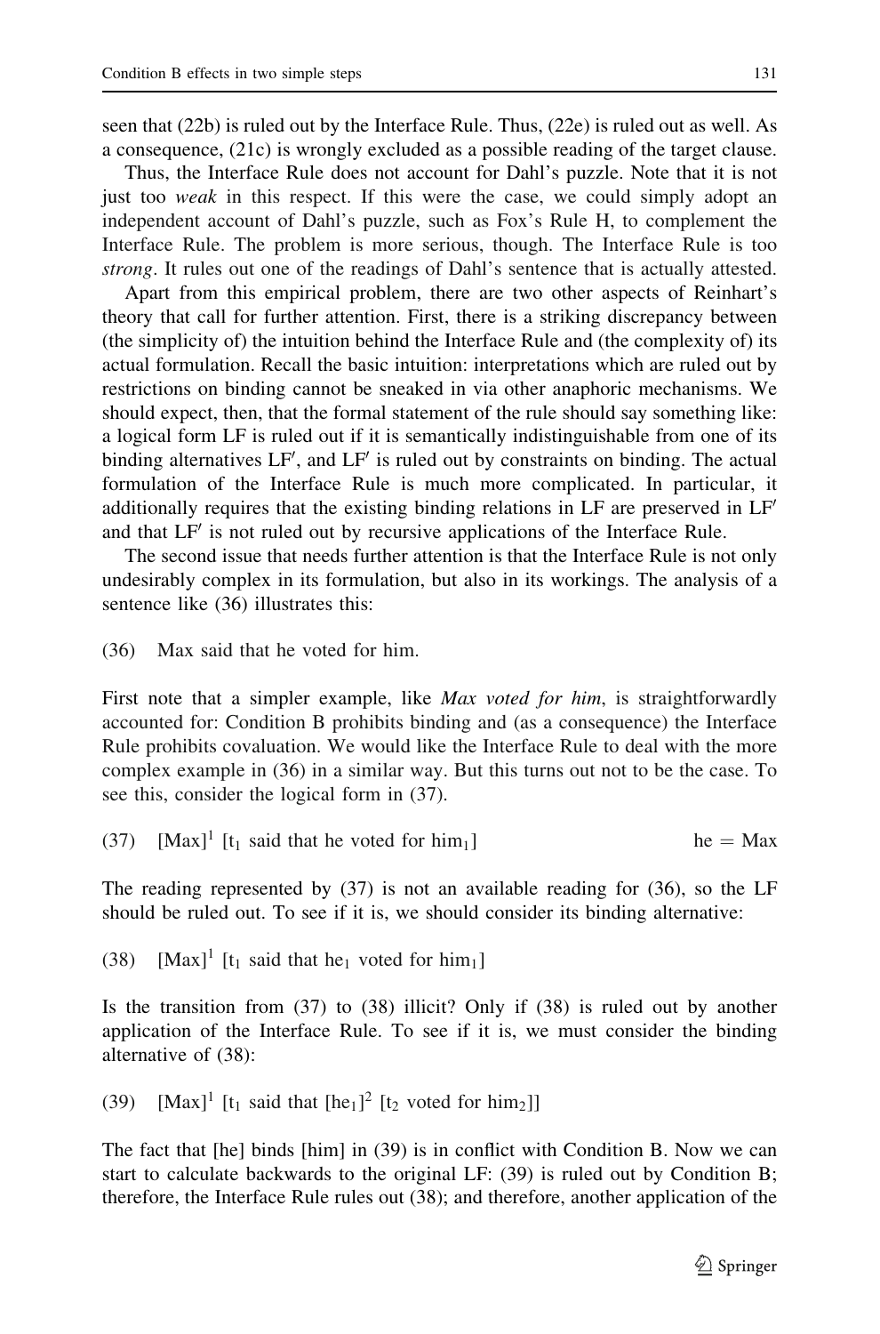seen that (22b) is ruled out by the Interface Rule. Thus, (22e) is ruled out as well. As a consequence, (21c) is wrongly excluded as a possible reading of the target clause.

Thus, the Interface Rule does not account for Dahl's puzzle. Note that it is not just too *weak* in this respect. If this were the case, we could simply adopt an independent account of Dahl's puzzle, such as Fox's Rule H, to complement the Interface Rule. The problem is more serious, though. The Interface Rule is too *strong*. It rules out one of the readings of Dahl's sentence that is actually attested.

Apart from this empirical problem, there are two other aspects of Reinhart's theory that call for further attention. First, there is a striking discrepancy between (the simplicity of) the intuition behind the Interface Rule and (the complexity of) its actual formulation. Recall the basic intuition: interpretations which are ruled out by restrictions on binding cannot be sneaked in via other anaphoric mechanisms. We should expect, then, that the formal statement of the rule should say something like: a logical form LF is ruled out if it is semantically indistinguishable from one of its binding alternatives LF′, and LF′ is ruled out by constraints on binding. The actual formulation of the Interface Rule is much more complicated. In particular, it additionally requires that the existing binding relations in LF are preserved in LF′ and that LF′ is not ruled out by recursive applications of the Interface Rule.

The second issue that needs further attention is that the Interface Rule is not only undesirably complex in its formulation, but also in its workings. The analysis of a sentence like (36) illustrates this:

(36) Max said that he voted for him.

First note that a simpler example, like *Max voted for him*, is straightforwardly accounted for: Condition B prohibits binding and (as a consequence) the Interface Rule prohibits covaluation. We would like the Interface Rule to deal with the more complex example in (36) in a similar way. But this turns out not to be the case. To see this, consider the logical form in (37).

(37) $[\text{Max}]^1$ [$t_1$ said that he voted for $\text{him}_1$] he = Max

The reading represented by (37) is not an available reading for (36), so the LF should be ruled out. To see if it is, we should consider its binding alternative:

(38) $[\text{Max}]^1$ [$t_1$ said that $\text{he}_1$ voted for $\text{him}_1$]

Is the transition from (37) to (38) illicit? Only if (38) is ruled out by another application of the Interface Rule. To see if it is, we must consider the binding alternative of (38):

(39) $[\text{Max}]^1$ [$t_1$ said that $[\text{he}_1]^2$ [$t_2$ voted for $\text{him}_2$]]

The fact that [he] binds [him] in (39) is in conflict with Condition B. Now we can start to calculate backwards to the original LF: (39) is ruled out by Condition B; therefore, the Interface Rule rules out (38); and therefore, another application of the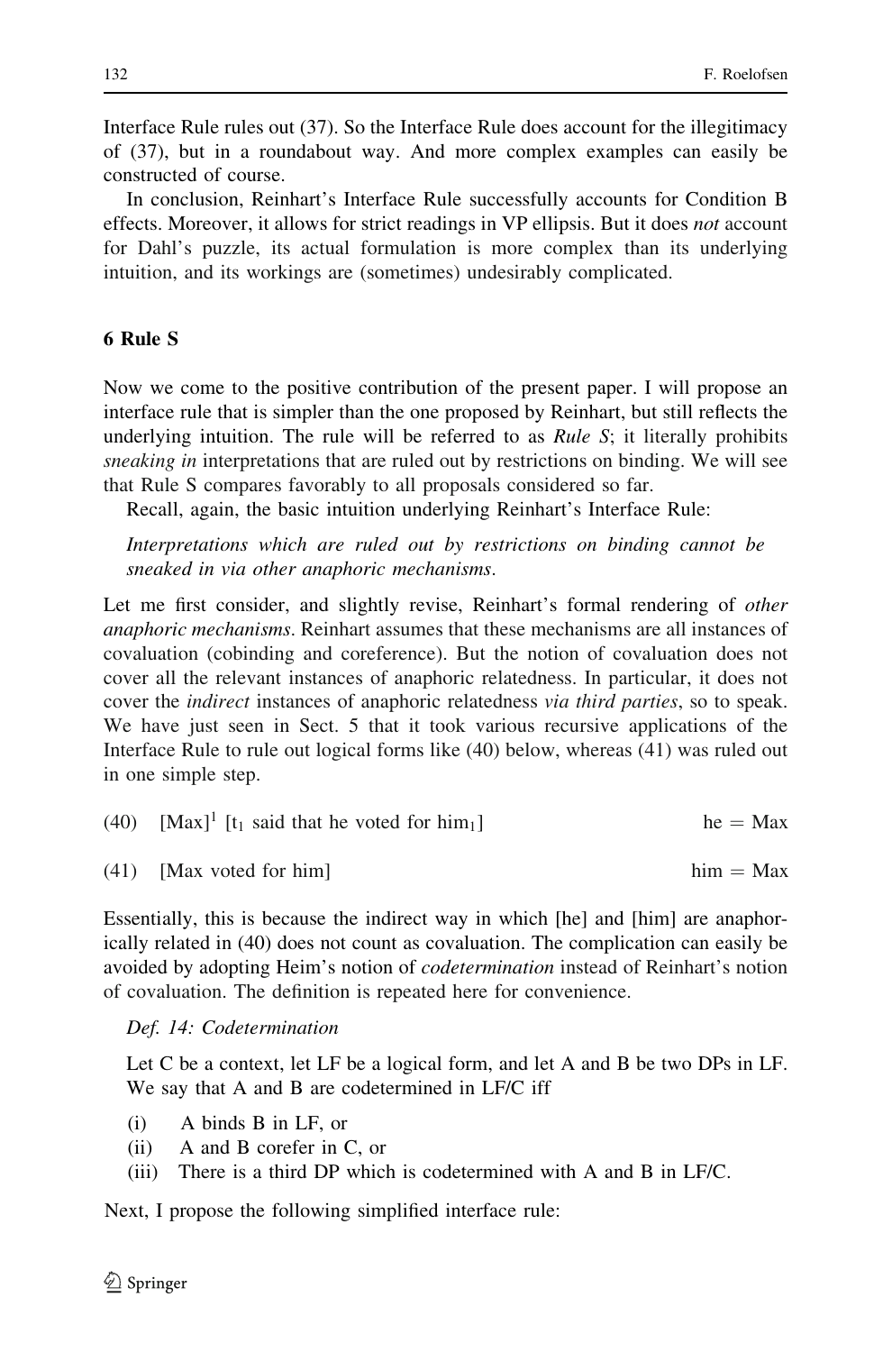Interface Rule rules out (37). So the Interface Rule does account for the illegitimacy of (37), but in a roundabout way. And more complex examples can easily be constructed of course.

In conclusion, Reinhart's Interface Rule successfully accounts for Condition B effects. Moreover, it allows for strict readings in VP ellipsis. But it does *not* account for Dahl's puzzle, its actual formulation is more complex than its underlying intuition, and its workings are (sometimes) undesirably complicated.

## 6 Rule S

Now we come to the positive contribution of the present paper. I will propose an interface rule that is simpler than the one proposed by Reinhart, but still reflects the underlying intuition. The rule will be referred to as *Rule S*; it literally prohibits *sneaking in* interpretations that are ruled out by restrictions on binding. We will see that Rule S compares favorably to all proposals considered so far.

Recall, again, the basic intuition underlying Reinhart's Interface Rule:

> *Interpretations which are ruled out by restrictions on binding cannot be sneaked in via other anaphoric mechanisms.*

Let me first consider, and slightly revise, Reinhart's formal rendering of *other anaphoric mechanisms*. Reinhart assumes that these mechanisms are all instances of covaluation (cobinding and coreference). But the notion of covaluation does not cover all the relevant instances of anaphoric relatedness. In particular, it does not cover the *indirect* instances of anaphoric relatedness *via third parties*, so to speak. We have just seen in Sect. 5 that it took various recursive applications of the Interface Rule to rule out logical forms like (40) below, whereas (41) was ruled out in one simple step.

(40) $[\text{Max}]^1$ $[t_1$ said that he voted for $\text{him}_1]$ &nbsp;&nbsp;&nbsp;&nbsp;&nbsp;&nbsp; he = Max

(41) [Max voted for him] &nbsp;&nbsp;&nbsp;&nbsp;&nbsp;&nbsp; him = Max

Essentially, this is because the indirect way in which [he] and [him] are anaphorically related in (40) does not count as covaluation. The complication can easily be avoided by adopting Heim's notion of *codetermination* instead of Reinhart's notion of covaluation. The definition is repeated here for convenience.

*Def. 14: Codetermination*

Let C be a context, let LF be a logical form, and let A and B be two DPs in LF. We say that A and B are codetermined in LF/C iff

(i) A binds B in LF, or
(ii) A and B corefer in C, or
(iii) There is a third DP which is codetermined with A and B in LF/C.

Next, I propose the following simplified interface rule: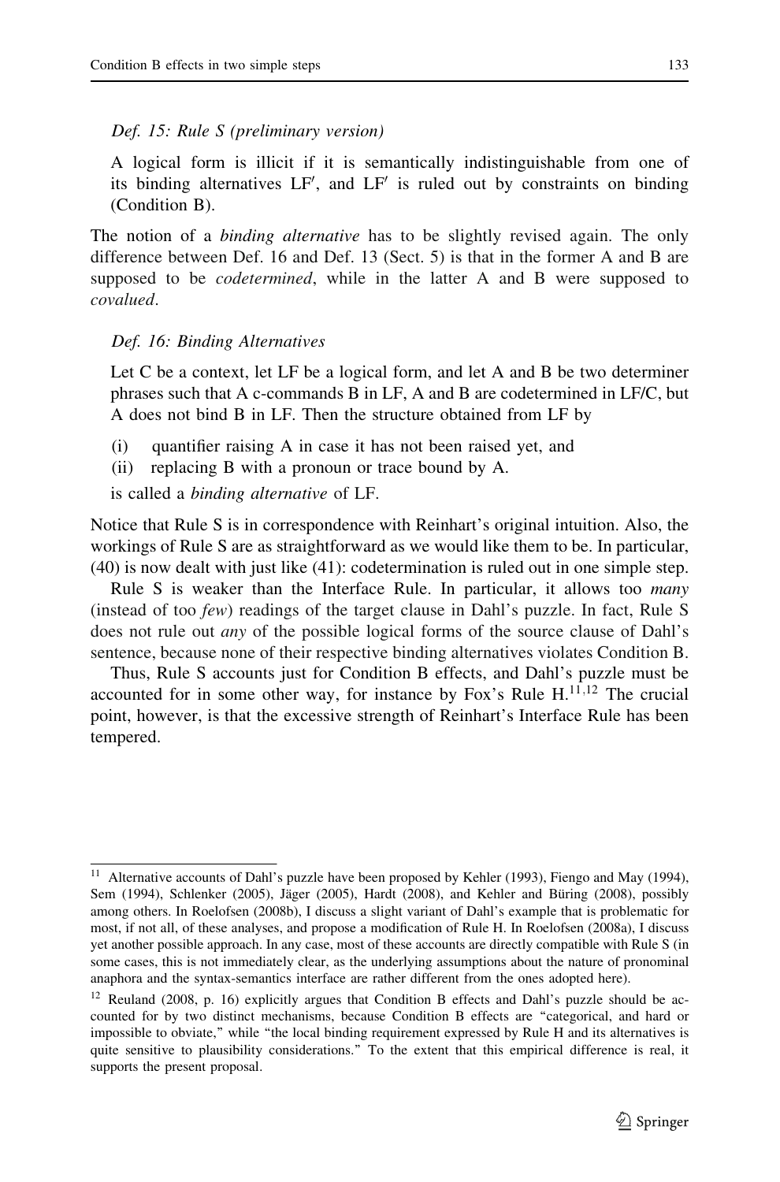*Def. 15: Rule S (preliminary version)*

A logical form is illicit if it is semantically indistinguishable from one of its binding alternatives LF′, and LF′ is ruled out by constraints on binding (Condition B).

The notion of a *binding alternative* has to be slightly revised again. The only difference between Def. 16 and Def. 13 (Sect. 5) is that in the former A and B are supposed to be *codetermined*, while in the latter A and B were supposed to *covalued*.

*Def. 16: Binding Alternatives*

Let C be a context, let LF be a logical form, and let A and B be two determiner phrases such that A c-commands B in LF, A and B are codetermined in LF/C, but A does not bind B in LF. Then the structure obtained from LF by

(i) quantifier raising A in case it has not been raised yet, and
(ii) replacing B with a pronoun or trace bound by A.

is called a *binding alternative* of LF.

Notice that Rule S is in correspondence with Reinhart's original intuition. Also, the workings of Rule S are as straightforward as we would like them to be. In particular, (40) is now dealt with just like (41): codetermination is ruled out in one simple step.

Rule S is weaker than the Interface Rule. In particular, it allows too *many* (instead of too *few*) readings of the target clause in Dahl's puzzle. In fact, Rule S does not rule out *any* of the possible logical forms of the source clause of Dahl's sentence, because none of their respective binding alternatives violates Condition B.

Thus, Rule S accounts just for Condition B effects, and Dahl's puzzle must be accounted for in some other way, for instance by Fox's Rule H.[11,12] The crucial point, however, is that the excessive strength of Reinhart's Interface Rule has been tempered.

---

[11] Alternative accounts of Dahl's puzzle have been proposed by Kehler (1993), Fiengo and May (1994), Sem (1994), Schlenker (2005), Jäger (2005), Hardt (2008), and Kehler and Büring (2008), possibly among others. In Roelofsen (2008b), I discuss a slight variant of Dahl's example that is problematic for most, if not all, of these analyses, and propose a modification of Rule H. In Roelofsen (2008a), I discuss yet another possible approach. In any case, most of these accounts are directly compatible with Rule S (in some cases, this is not immediately clear, as the underlying assumptions about the nature of pronominal anaphora and the syntax-semantics interface are rather different from the ones adopted here).

[12] Reuland (2008, p. 16) explicitly argues that Condition B effects and Dahl's puzzle should be accounted for by two distinct mechanisms, because Condition B effects are "categorical, and hard or impossible to obviate," while "the local binding requirement expressed by Rule H and its alternatives is quite sensitive to plausibility considerations." To the extent that this empirical difference is real, it supports the present proposal.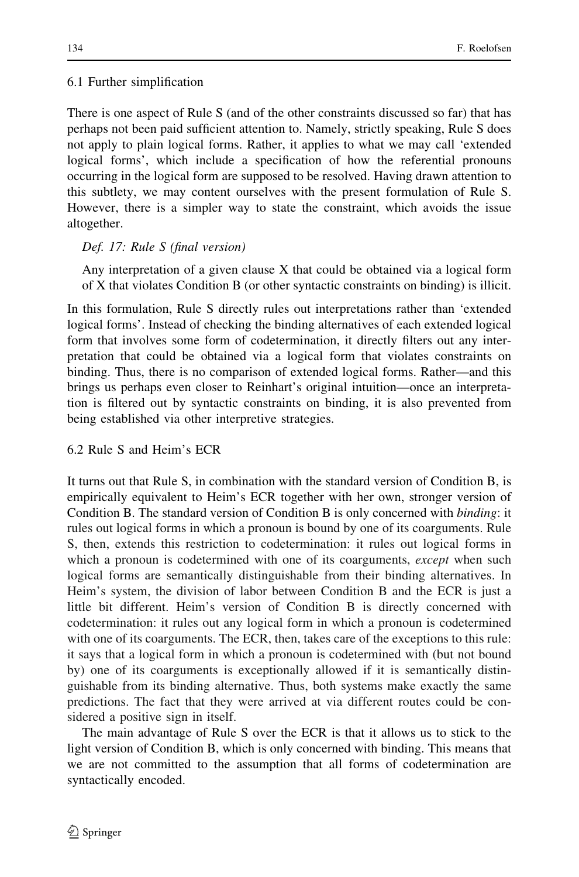### 6.1 Further simplification

There is one aspect of Rule S (and of the other constraints discussed so far) that has perhaps not been paid sufficient attention to. Namely, strictly speaking, Rule S does not apply to plain logical forms. Rather, it applies to what we may call 'extended logical forms', which include a specification of how the referential pronouns occurring in the logical form are supposed to be resolved. Having drawn attention to this subtlety, we may content ourselves with the present formulation of Rule S. However, there is a simpler way to state the constraint, which avoids the issue altogether.

*Def. 17: Rule S (final version)*

> Any interpretation of a given clause X that could be obtained via a logical form of X that violates Condition B (or other syntactic constraints on binding) is illicit.

In this formulation, Rule S directly rules out interpretations rather than 'extended logical forms'. Instead of checking the binding alternatives of each extended logical form that involves some form of codetermination, it directly filters out any interpretation that could be obtained via a logical form that violates constraints on binding. Thus, there is no comparison of extended logical forms. Rather—and this brings us perhaps even closer to Reinhart's original intuition—once an interpretation is filtered out by syntactic constraints on binding, it is also prevented from being established via other interpretive strategies.

### 6.2 Rule S and Heim's ECR

It turns out that Rule S, in combination with the standard version of Condition B, is empirically equivalent to Heim's ECR together with her own, stronger version of Condition B. The standard version of Condition B is only concerned with *binding*: it rules out logical forms in which a pronoun is bound by one of its coarguments. Rule S, then, extends this restriction to codetermination: it rules out logical forms in which a pronoun is codetermined with one of its coarguments, *except* when such logical forms are semantically distinguishable from their binding alternatives. In Heim's system, the division of labor between Condition B and the ECR is just a little bit different. Heim's version of Condition B is directly concerned with codetermination: it rules out any logical form in which a pronoun is codetermined with one of its coarguments. The ECR, then, takes care of the exceptions to this rule: it says that a logical form in which a pronoun is codetermined with (but not bound by) one of its coarguments is exceptionally allowed if it is semantically distinguishable from its binding alternative. Thus, both systems make exactly the same predictions. The fact that they were arrived at via different routes could be considered a positive sign in itself.

The main advantage of Rule S over the ECR is that it allows us to stick to the light version of Condition B, which is only concerned with binding. This means that we are not committed to the assumption that all forms of codetermination are syntactically encoded.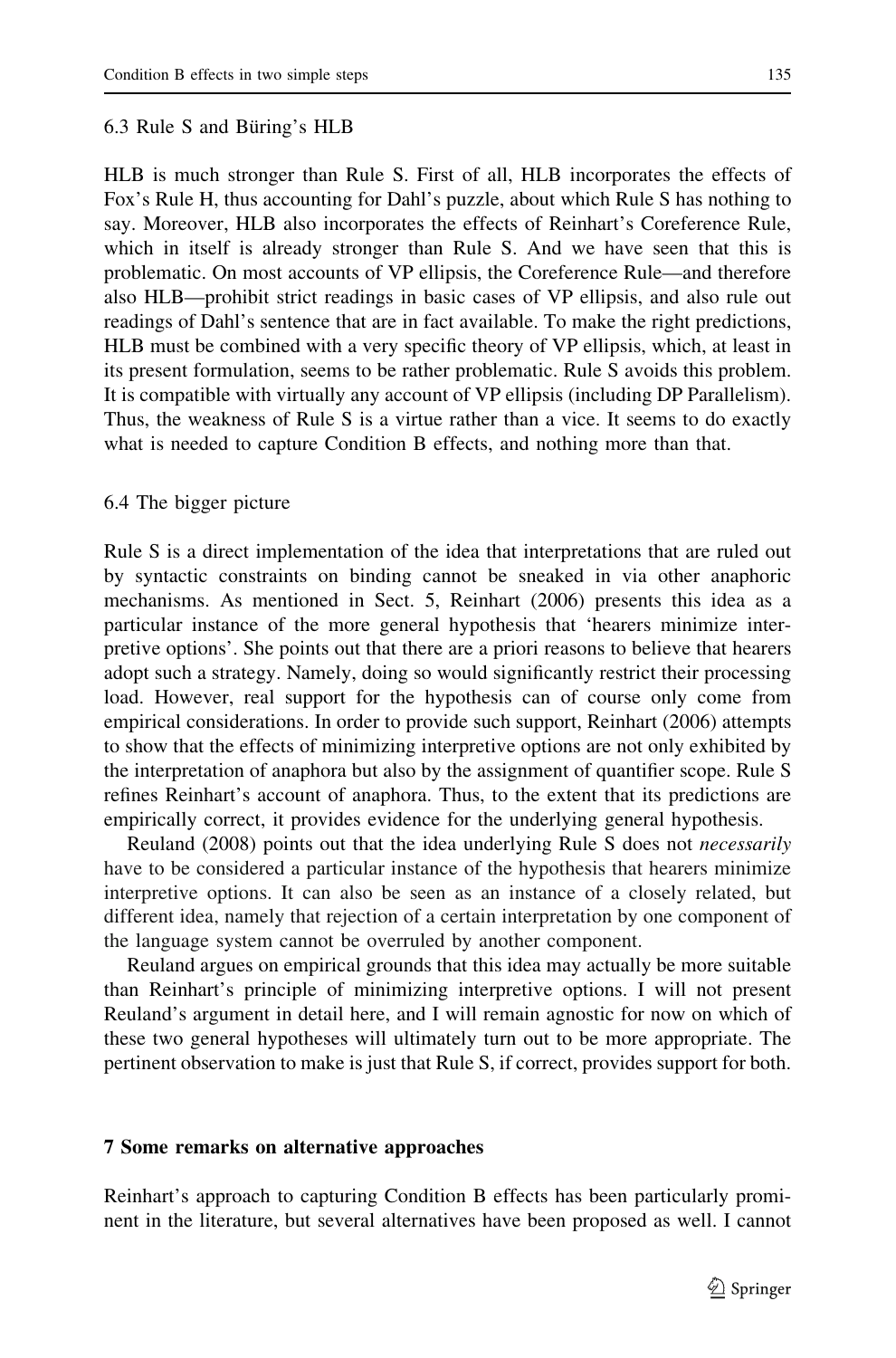### 6.3 Rule S and Büring's HLB

HLB is much stronger than Rule S. First of all, HLB incorporates the effects of Fox's Rule H, thus accounting for Dahl's puzzle, about which Rule S has nothing to say. Moreover, HLB also incorporates the effects of Reinhart's Coreference Rule, which in itself is already stronger than Rule S. And we have seen that this is problematic. On most accounts of VP ellipsis, the Coreference Rule—and therefore also HLB—prohibit strict readings in basic cases of VP ellipsis, and also rule out readings of Dahl's sentence that are in fact available. To make the right predictions, HLB must be combined with a very specific theory of VP ellipsis, which, at least in its present formulation, seems to be rather problematic. Rule S avoids this problem. It is compatible with virtually any account of VP ellipsis (including DP Parallelism). Thus, the weakness of Rule S is a virtue rather than a vice. It seems to do exactly what is needed to capture Condition B effects, and nothing more than that.

### 6.4 The bigger picture

Rule S is a direct implementation of the idea that interpretations that are ruled out by syntactic constraints on binding cannot be sneaked in via other anaphoric mechanisms. As mentioned in Sect. 5, Reinhart (2006) presents this idea as a particular instance of the more general hypothesis that 'hearers minimize interpretive options'. She points out that there are a priori reasons to believe that hearers adopt such a strategy. Namely, doing so would significantly restrict their processing load. However, real support for the hypothesis can of course only come from empirical considerations. In order to provide such support, Reinhart (2006) attempts to show that the effects of minimizing interpretive options are not only exhibited by the interpretation of anaphora but also by the assignment of quantifier scope. Rule S refines Reinhart's account of anaphora. Thus, to the extent that its predictions are empirically correct, it provides evidence for the underlying general hypothesis.

Reuland (2008) points out that the idea underlying Rule S does not *necessarily* have to be considered a particular instance of the hypothesis that hearers minimize interpretive options. It can also be seen as an instance of a closely related, but different idea, namely that rejection of a certain interpretation by one component of the language system cannot be overruled by another component.

Reuland argues on empirical grounds that this idea may actually be more suitable than Reinhart's principle of minimizing interpretive options. I will not present Reuland's argument in detail here, and I will remain agnostic for now on which of these two general hypotheses will ultimately turn out to be more appropriate. The pertinent observation to make is just that Rule S, if correct, provides support for both.

## 7 Some remarks on alternative approaches

Reinhart's approach to capturing Condition B effects has been particularly prominent in the literature, but several alternatives have been proposed as well. I cannot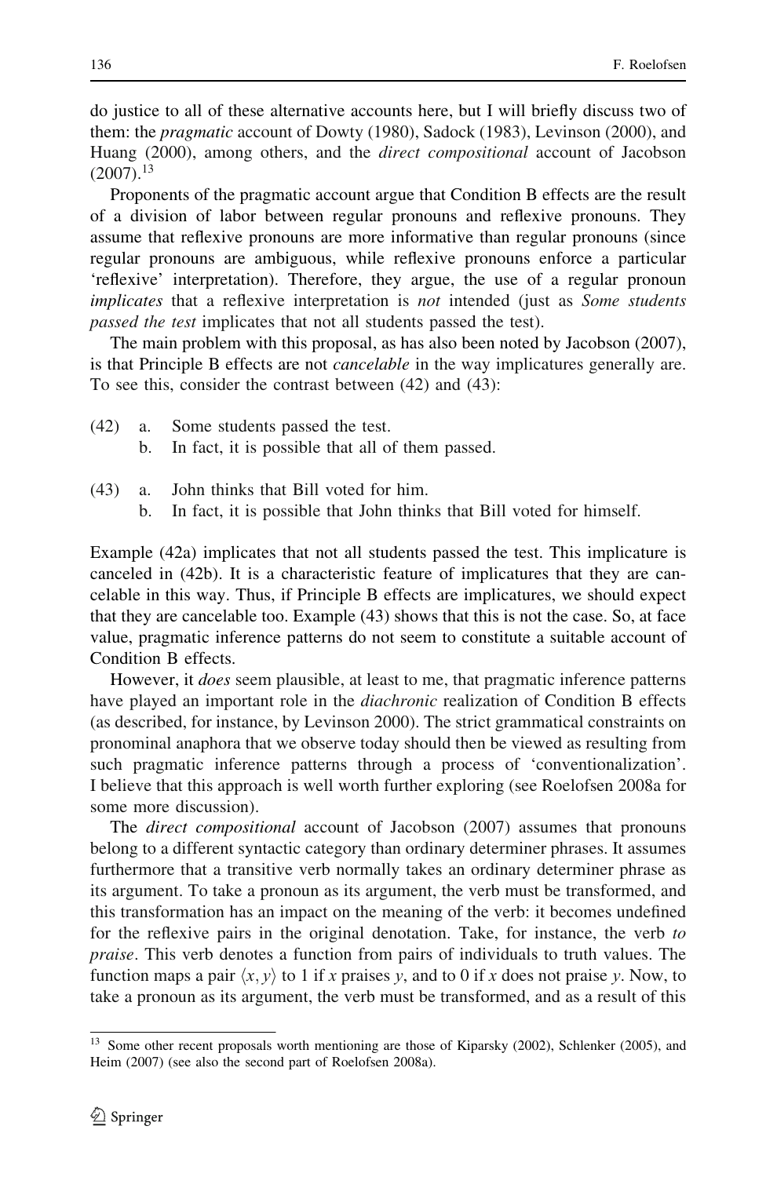do justice to all of these alternative accounts here, but I will briefly discuss two of them: the *pragmatic* account of Dowty (1980), Sadock (1983), Levinson (2000), and Huang (2000), among others, and the *direct compositional* account of Jacobson (2007).[13]

Proponents of the pragmatic account argue that Condition B effects are the result of a division of labor between regular pronouns and reflexive pronouns. They assume that reflexive pronouns are more informative than regular pronouns (since regular pronouns are ambiguous, while reflexive pronouns enforce a particular 'reflexive' interpretation). Therefore, they argue, the use of a regular pronoun *implicates* that a reflexive interpretation is *not* intended (just as *Some students passed the test* implicates that not all students passed the test).

The main problem with this proposal, as has also been noted by Jacobson (2007), is that Principle B effects are not *cancelable* in the way implicatures generally are. To see this, consider the contrast between (42) and (43):

(42) a. Some students passed the test.
 b. In fact, it is possible that all of them passed.

(43) a. John thinks that Bill voted for him.
 b. In fact, it is possible that John thinks that Bill voted for himself.

Example (42a) implicates that not all students passed the test. This implicature is canceled in (42b). It is a characteristic feature of implicatures that they are cancelable in this way. Thus, if Principle B effects are implicatures, we should expect that they are cancelable too. Example (43) shows that this is not the case. So, at face value, pragmatic inference patterns do not seem to constitute a suitable account of Condition B effects.

However, it *does* seem plausible, at least to me, that pragmatic inference patterns have played an important role in the *diachronic* realization of Condition B effects (as described, for instance, by Levinson 2000). The strict grammatical constraints on pronominal anaphora that we observe today should then be viewed as resulting from such pragmatic inference patterns through a process of 'conventionalization'. I believe that this approach is well worth further exploring (see Roelofsen 2008a for some more discussion).

The *direct compositional* account of Jacobson (2007) assumes that pronouns belong to a different syntactic category than ordinary determiner phrases. It assumes furthermore that a transitive verb normally takes an ordinary determiner phrase as its argument. To take a pronoun as its argument, the verb must be transformed, and this transformation has an impact on the meaning of the verb: it becomes undefined for the reflexive pairs in the original denotation. Take, for instance, the verb *to praise*. This verb denotes a function from pairs of individuals to truth values. The function maps a pair $\langle x, y \rangle$ to 1 if $x$ praises $y$, and to 0 if $x$ does not praise $y$. Now, to take a pronoun as its argument, the verb must be transformed, and as a result of this

[13] Some other recent proposals worth mentioning are those of Kiparsky (2002), Schlenker (2005), and Heim (2007) (see also the second part of Roelofsen 2008a).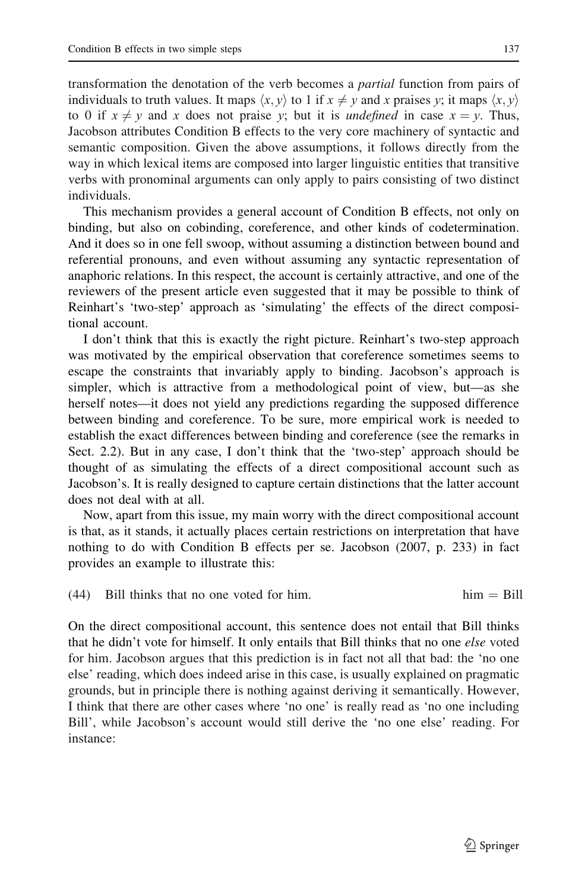transformation the denotation of the verb becomes a *partial* function from pairs of individuals to truth values. It maps $\langle x, y \rangle$ to 1 if $x \neq y$ and $x$ praises $y$; it maps $\langle x, y \rangle$ to 0 if $x \neq y$ and $x$ does not praise $y$; but it is *undefined* in case $x = y$. Thus, Jacobson attributes Condition B effects to the very core machinery of syntactic and semantic composition. Given the above assumptions, it follows directly from the way in which lexical items are composed into larger linguistic entities that transitive verbs with pronominal arguments can only apply to pairs consisting of two distinct individuals.

This mechanism provides a general account of Condition B effects, not only on binding, but also on cobinding, coreference, and other kinds of codetermination. And it does so in one fell swoop, without assuming a distinction between bound and referential pronouns, and even without assuming any syntactic representation of anaphoric relations. In this respect, the account is certainly attractive, and one of the reviewers of the present article even suggested that it may be possible to think of Reinhart's 'two-step' approach as 'simulating' the effects of the direct compositional account.

I don't think that this is exactly the right picture. Reinhart's two-step approach was motivated by the empirical observation that coreference sometimes seems to escape the constraints that invariably apply to binding. Jacobson's approach is simpler, which is attractive from a methodological point of view, but—as she herself notes—it does not yield any predictions regarding the supposed difference between binding and coreference. To be sure, more empirical work is needed to establish the exact differences between binding and coreference (see the remarks in Sect. 2.2). But in any case, I don't think that the 'two-step' approach should be thought of as simulating the effects of a direct compositional account such as Jacobson's. It is really designed to capture certain distinctions that the latter account does not deal with at all.

Now, apart from this issue, my main worry with the direct compositional account is that, as it stands, it actually places certain restrictions on interpretation that have nothing to do with Condition B effects per se. Jacobson (2007, p. 233) in fact provides an example to illustrate this:

(44) Bill thinks that no one voted for him. him = Bill

On the direct compositional account, this sentence does not entail that Bill thinks that he didn't vote for himself. It only entails that Bill thinks that no one *else* voted for him. Jacobson argues that this prediction is in fact not all that bad: the 'no one else' reading, which does indeed arise in this case, is usually explained on pragmatic grounds, but in principle there is nothing against deriving it semantically. However, I think that there are other cases where 'no one' is really read as 'no one including Bill', while Jacobson's account would still derive the 'no one else' reading. For instance: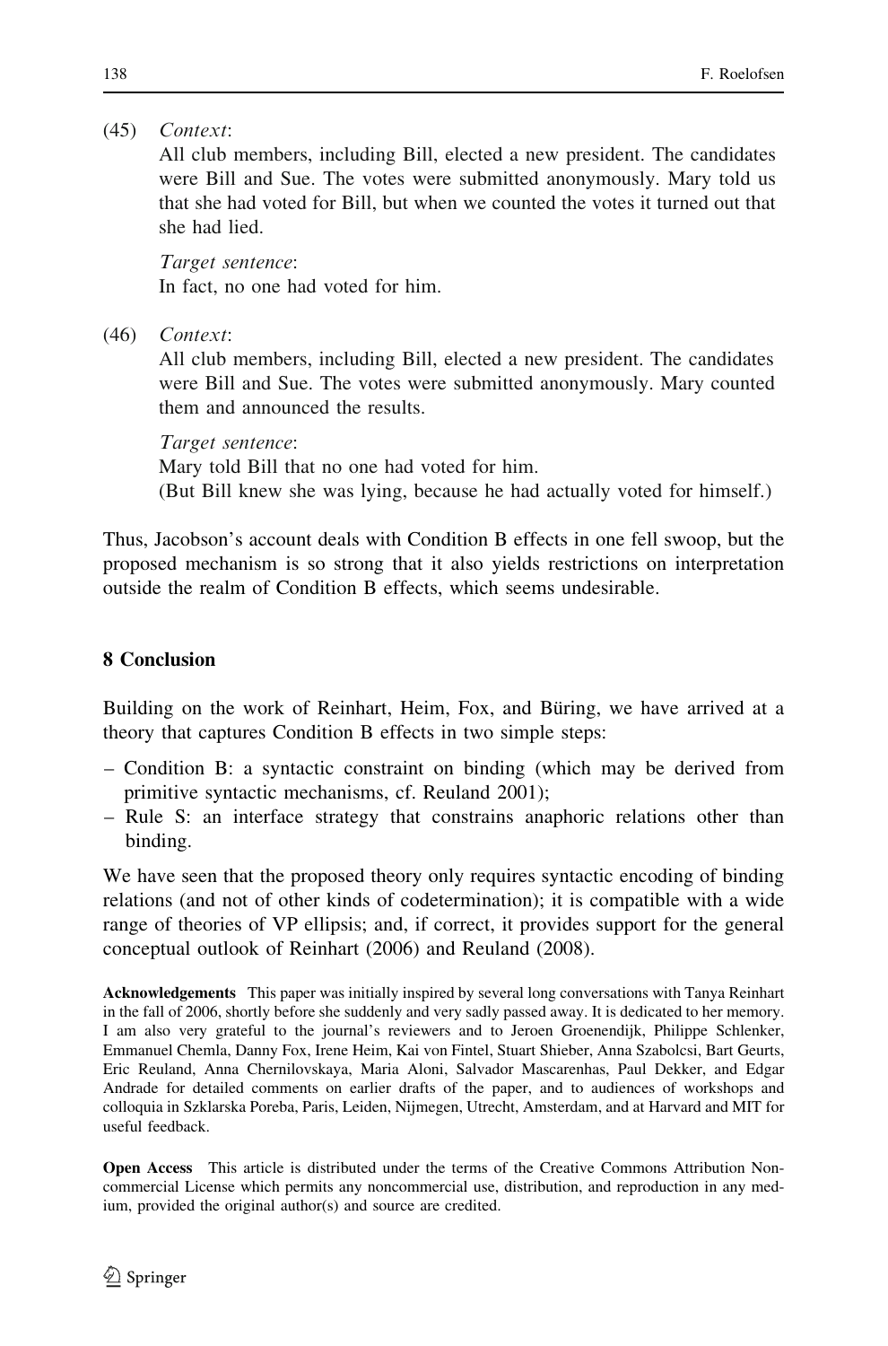(45) *Context*:
All club members, including Bill, elected a new president. The candidates were Bill and Sue. The votes were submitted anonymously. Mary told us that she had voted for Bill, but when we counted the votes it turned out that she had lied.

*Target sentence*:
In fact, no one had voted for him.

(46) *Context*:
All club members, including Bill, elected a new president. The candidates were Bill and Sue. The votes were submitted anonymously. Mary counted them and announced the results.

*Target sentence*:
Mary told Bill that no one had voted for him.
(But Bill knew she was lying, because he had actually voted for himself.)

Thus, Jacobson's account deals with Condition B effects in one fell swoop, but the proposed mechanism is so strong that it also yields restrictions on interpretation outside the realm of Condition B effects, which seems undesirable.

## 8 Conclusion

Building on the work of Reinhart, Heim, Fox, and Büring, we have arrived at a theory that captures Condition B effects in two simple steps:

- Condition B: a syntactic constraint on binding (which may be derived from primitive syntactic mechanisms, cf. Reuland 2001);
- Rule S: an interface strategy that constrains anaphoric relations other than binding.

We have seen that the proposed theory only requires syntactic encoding of binding relations (and not of other kinds of codetermination); it is compatible with a wide range of theories of VP ellipsis; and, if correct, it provides support for the general conceptual outlook of Reinhart (2006) and Reuland (2008).

**Acknowledgements** This paper was initially inspired by several long conversations with Tanya Reinhart in the fall of 2006, shortly before she suddenly and very sadly passed away. It is dedicated to her memory. I am also very grateful to the journal's reviewers and to Jeroen Groenendijk, Philippe Schlenker, Emmanuel Chemla, Danny Fox, Irene Heim, Kai von Fintel, Stuart Shieber, Anna Szabolcsi, Bart Geurts, Eric Reuland, Anna Chernilovskaya, Maria Aloni, Salvador Mascarenhas, Paul Dekker, and Edgar Andrade for detailed comments on earlier drafts of the paper, and to audiences of workshops and colloquia in Szklarska Poreba, Paris, Leiden, Nijmegen, Utrecht, Amsterdam, and at Harvard and MIT for useful feedback.

**Open Access** This article is distributed under the terms of the Creative Commons Attribution Noncommercial License which permits any noncommercial use, distribution, and reproduction in any medium, provided the original author(s) and source are credited.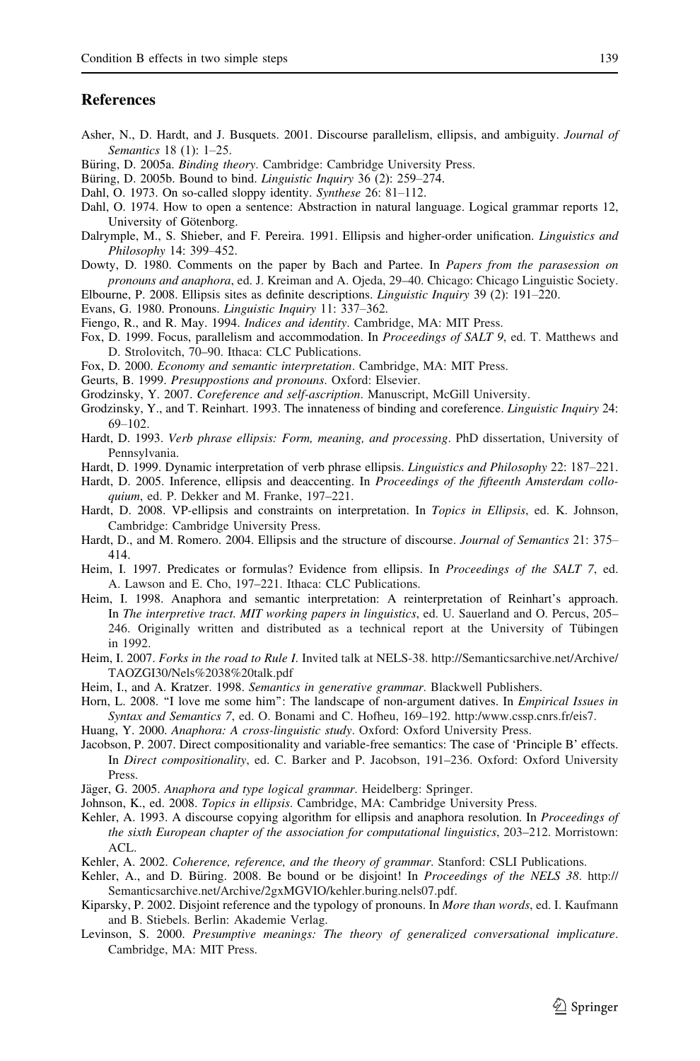## References

Asher, N., D. Hardt, and J. Busquets. 2001. Discourse parallelism, ellipsis, and ambiguity. *Journal of Semantics* 18 (1): 1–25.

Büring, D. 2005a. *Binding theory*. Cambridge: Cambridge University Press.

Büring, D. 2005b. Bound to bind. *Linguistic Inquiry* 36 (2): 259–274.

Dahl, O. 1973. On so-called sloppy identity. *Synthese* 26: 81–112.

Dahl, O. 1974. How to open a sentence: Abstraction in natural language. Logical grammar reports 12, University of Götenborg.

Dalrymple, M., S. Shieber, and F. Pereira. 1991. Ellipsis and higher-order unification. *Linguistics and Philosophy* 14: 399–452.

Dowty, D. 1980. Comments on the paper by Bach and Partee. In *Papers from the parasession on pronouns and anaphora*, ed. J. Kreiman and A. Ojeda, 29–40. Chicago: Chicago Linguistic Society.

Elbourne, P. 2008. Ellipsis sites as definite descriptions. *Linguistic Inquiry* 39 (2): 191–220.

Evans, G. 1980. Pronouns. *Linguistic Inquiry* 11: 337–362.

Fiengo, R., and R. May. 1994. *Indices and identity*. Cambridge, MA: MIT Press.

Fox, D. 1999. Focus, parallelism and accommodation. In *Proceedings of SALT 9*, ed. T. Matthews and D. Strolovitch, 70–90. Ithaca: CLC Publications.

Fox, D. 2000. *Economy and semantic interpretation*. Cambridge, MA: MIT Press.

Geurts, B. 1999. *Presuppostions and pronouns*. Oxford: Elsevier.

Grodzinsky, Y. 2007. *Coreference and self-ascription*. Manuscript, McGill University.

Grodzinsky, Y., and T. Reinhart. 1993. The innateness of binding and coreference. *Linguistic Inquiry* 24: 69–102.

Hardt, D. 1993. *Verb phrase ellipsis: Form, meaning, and processing*. PhD dissertation, University of Pennsylvania.

Hardt, D. 1999. Dynamic interpretation of verb phrase ellipsis. *Linguistics and Philosophy* 22: 187–221.

Hardt, D. 2005. Inference, ellipsis and deaccenting. In *Proceedings of the fifteenth Amsterdam colloquium*, ed. P. Dekker and M. Franke, 197–221.

Hardt, D. 2008. VP-ellipsis and constraints on interpretation. In *Topics in Ellipsis*, ed. K. Johnson, Cambridge: Cambridge University Press.

Hardt, D., and M. Romero. 2004. Ellipsis and the structure of discourse. *Journal of Semantics* 21: 375–414.

Heim, I. 1997. Predicates or formulas? Evidence from ellipsis. In *Proceedings of the SALT 7*, ed. A. Lawson and E. Cho, 197–221. Ithaca: CLC Publications.

Heim, I. 1998. Anaphora and semantic interpretation: A reinterpretation of Reinhart's approach. In *The interpretive tract. MIT working papers in linguistics*, ed. U. Sauerland and O. Percus, 205–246. Originally written and distributed as a technical report at the University of Tübingen in 1992.

Heim, I. 2007. *Forks in the road to Rule I*. Invited talk at NELS-38. http://Semanticsarchive.net/Archive/TAOZGI30/Nels%2038%20talk.pdf

Heim, I., and A. Kratzer. 1998. *Semantics in generative grammar*. Blackwell Publishers.

Horn, L. 2008. "I love me some him": The landscape of non-argument datives. In *Empirical Issues in Syntax and Semantics 7*, ed. O. Bonami and C. Hofheu, 169–192. http:/www.cssp.cnrs.fr/eis7.

Huang, Y. 2000. *Anaphora: A cross-linguistic study*. Oxford: Oxford University Press.

Jacobson, P. 2007. Direct compositionality and variable-free semantics: The case of 'Principle B' effects. In *Direct compositionality*, ed. C. Barker and P. Jacobson, 191–236. Oxford: Oxford University Press.

Jäger, G. 2005. *Anaphora and type logical grammar*. Heidelberg: Springer.

Johnson, K., ed. 2008. *Topics in ellipsis*. Cambridge, MA: Cambridge University Press.

Kehler, A. 1993. A discourse copying algorithm for ellipsis and anaphora resolution. In *Proceedings of the sixth European chapter of the association for computational linguistics*, 203–212. Morristown: ACL.

Kehler, A. 2002. *Coherence, reference, and the theory of grammar*. Stanford: CSLI Publications.

Kehler, A., and D. Büring. 2008. Be bound or be disjoint! In *Proceedings of the NELS 38*. http://Semanticsarchive.net/Archive/2gxMGVIO/kehler.buring.nels07.pdf.

Kiparsky, P. 2002. Disjoint reference and the typology of pronouns. In *More than words*, ed. I. Kaufmann and B. Stiebels. Berlin: Akademie Verlag.

Levinson, S. 2000. *Presumptive meanings: The theory of generalized conversational implicature*. Cambridge, MA: MIT Press.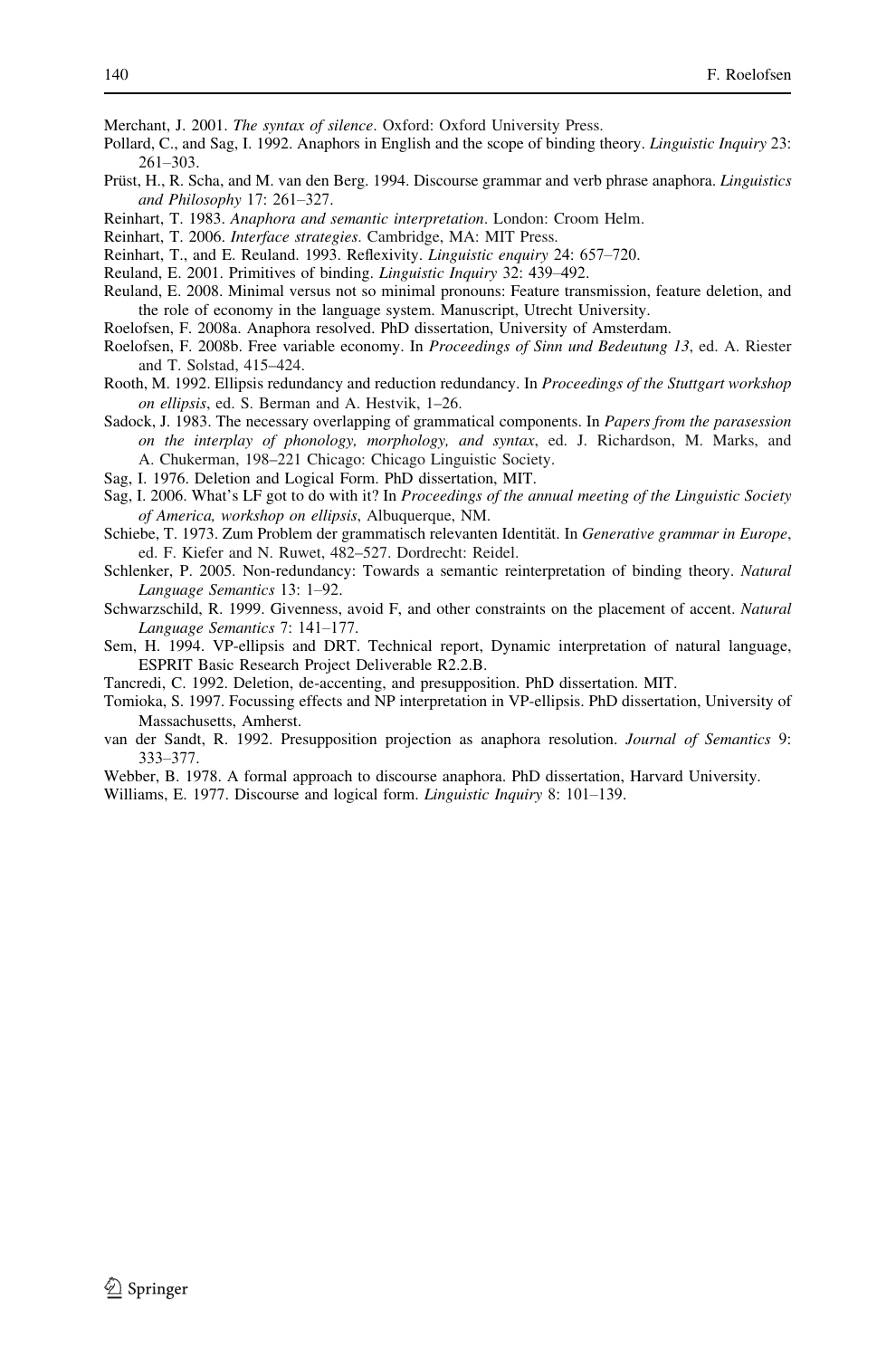Merchant, J. 2001. *The syntax of silence*. Oxford: Oxford University Press.

Pollard, C., and Sag, I. 1992. Anaphors in English and the scope of binding theory. *Linguistic Inquiry* 23: 261–303.

Prüst, H., R. Scha, and M. van den Berg. 1994. Discourse grammar and verb phrase anaphora. *Linguistics and Philosophy* 17: 261–327.

Reinhart, T. 1983. *Anaphora and semantic interpretation*. London: Croom Helm.

Reinhart, T. 2006. *Interface strategies*. Cambridge, MA: MIT Press.

Reinhart, T., and E. Reuland. 1993. Reflexivity. *Linguistic enquiry* 24: 657–720.

Reuland, E. 2001. Primitives of binding. *Linguistic Inquiry* 32: 439–492.

Reuland, E. 2008. Minimal versus not so minimal pronouns: Feature transmission, feature deletion, and the role of economy in the language system. Manuscript, Utrecht University.

Roelofsen, F. 2008a. Anaphora resolved. PhD dissertation, University of Amsterdam.

Roelofsen, F. 2008b. Free variable economy. In *Proceedings of Sinn und Bedeutung 13*, ed. A. Riester and T. Solstad, 415–424.

Rooth, M. 1992. Ellipsis redundancy and reduction redundancy. In *Proceedings of the Stuttgart workshop on ellipsis*, ed. S. Berman and A. Hestvik, 1–26.

Sadock, J. 1983. The necessary overlapping of grammatical components. In *Papers from the parasession on the interplay of phonology, morphology, and syntax*, ed. J. Richardson, M. Marks, and A. Chukerman, 198–221 Chicago: Chicago Linguistic Society.

Sag, I. 1976. Deletion and Logical Form. PhD dissertation, MIT.

Sag, I. 2006. What's LF got to do with it? In *Proceedings of the annual meeting of the Linguistic Society of America, workshop on ellipsis*, Albuquerque, NM.

Schiebe, T. 1973. Zum Problem der grammatisch relevanten Identität. In *Generative grammar in Europe*, ed. F. Kiefer and N. Ruwet, 482–527. Dordrecht: Reidel.

Schlenker, P. 2005. Non-redundancy: Towards a semantic reinterpretation of binding theory. *Natural Language Semantics* 13: 1–92.

Schwarzschild, R. 1999. Givenness, avoid F, and other constraints on the placement of accent. *Natural Language Semantics* 7: 141–177.

Sem, H. 1994. VP-ellipsis and DRT. Technical report, Dynamic interpretation of natural language, ESPRIT Basic Research Project Deliverable R2.2.B.

Tancredi, C. 1992. Deletion, de-accenting, and presupposition. PhD dissertation. MIT.

Tomioka, S. 1997. Focussing effects and NP interpretation in VP-ellipsis. PhD dissertation, University of Massachusetts, Amherst.

van der Sandt, R. 1992. Presupposition projection as anaphora resolution. *Journal of Semantics* 9: 333–377.

Webber, B. 1978. A formal approach to discourse anaphora. PhD dissertation, Harvard University.

Williams, E. 1977. Discourse and logical form. *Linguistic Inquiry* 8: 101–139.